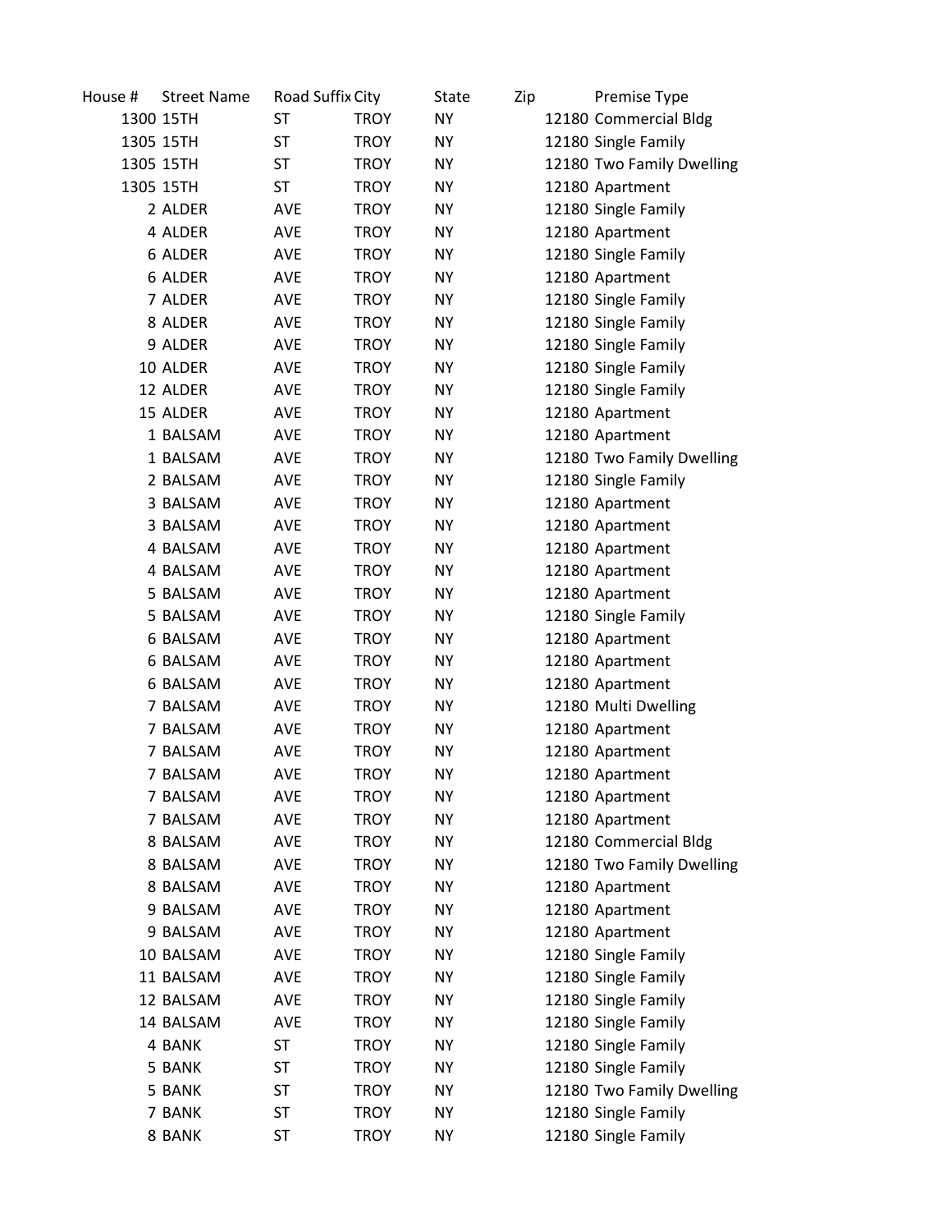| House # | Street Name | Road Suffix | City | State | Zip | Premise Type |
|---|---|---|---|---|---|---|
| 1300 | 15TH | ST | TROY | NY | 12180 | Commercial Bldg |
| 1305 | 15TH | ST | TROY | NY | 12180 | Single Family |
| 1305 | 15TH | ST | TROY | NY | 12180 | Two Family Dwelling |
| 1305 | 15TH | ST | TROY | NY | 12180 | Apartment |
| 2 | ALDER | AVE | TROY | NY | 12180 | Single Family |
| 4 | ALDER | AVE | TROY | NY | 12180 | Apartment |
| 6 | ALDER | AVE | TROY | NY | 12180 | Single Family |
| 6 | ALDER | AVE | TROY | NY | 12180 | Apartment |
| 7 | ALDER | AVE | TROY | NY | 12180 | Single Family |
| 8 | ALDER | AVE | TROY | NY | 12180 | Single Family |
| 9 | ALDER | AVE | TROY | NY | 12180 | Single Family |
| 10 | ALDER | AVE | TROY | NY | 12180 | Single Family |
| 12 | ALDER | AVE | TROY | NY | 12180 | Single Family |
| 15 | ALDER | AVE | TROY | NY | 12180 | Apartment |
| 1 | BALSAM | AVE | TROY | NY | 12180 | Apartment |
| 1 | BALSAM | AVE | TROY | NY | 12180 | Two Family Dwelling |
| 2 | BALSAM | AVE | TROY | NY | 12180 | Single Family |
| 3 | BALSAM | AVE | TROY | NY | 12180 | Apartment |
| 3 | BALSAM | AVE | TROY | NY | 12180 | Apartment |
| 4 | BALSAM | AVE | TROY | NY | 12180 | Apartment |
| 4 | BALSAM | AVE | TROY | NY | 12180 | Apartment |
| 5 | BALSAM | AVE | TROY | NY | 12180 | Apartment |
| 5 | BALSAM | AVE | TROY | NY | 12180 | Single Family |
| 6 | BALSAM | AVE | TROY | NY | 12180 | Apartment |
| 6 | BALSAM | AVE | TROY | NY | 12180 | Apartment |
| 6 | BALSAM | AVE | TROY | NY | 12180 | Apartment |
| 7 | BALSAM | AVE | TROY | NY | 12180 | Multi Dwelling |
| 7 | BALSAM | AVE | TROY | NY | 12180 | Apartment |
| 7 | BALSAM | AVE | TROY | NY | 12180 | Apartment |
| 7 | BALSAM | AVE | TROY | NY | 12180 | Apartment |
| 7 | BALSAM | AVE | TROY | NY | 12180 | Apartment |
| 7 | BALSAM | AVE | TROY | NY | 12180 | Apartment |
| 8 | BALSAM | AVE | TROY | NY | 12180 | Commercial Bldg |
| 8 | BALSAM | AVE | TROY | NY | 12180 | Two Family Dwelling |
| 8 | BALSAM | AVE | TROY | NY | 12180 | Apartment |
| 9 | BALSAM | AVE | TROY | NY | 12180 | Apartment |
| 9 | BALSAM | AVE | TROY | NY | 12180 | Apartment |
| 10 | BALSAM | AVE | TROY | NY | 12180 | Single Family |
| 11 | BALSAM | AVE | TROY | NY | 12180 | Single Family |
| 12 | BALSAM | AVE | TROY | NY | 12180 | Single Family |
| 14 | BALSAM | AVE | TROY | NY | 12180 | Single Family |
| 4 | BANK | ST | TROY | NY | 12180 | Single Family |
| 5 | BANK | ST | TROY | NY | 12180 | Single Family |
| 5 | BANK | ST | TROY | NY | 12180 | Two Family Dwelling |
| 7 | BANK | ST | TROY | NY | 12180 | Single Family |
| 8 | BANK | ST | TROY | NY | 12180 | Single Family |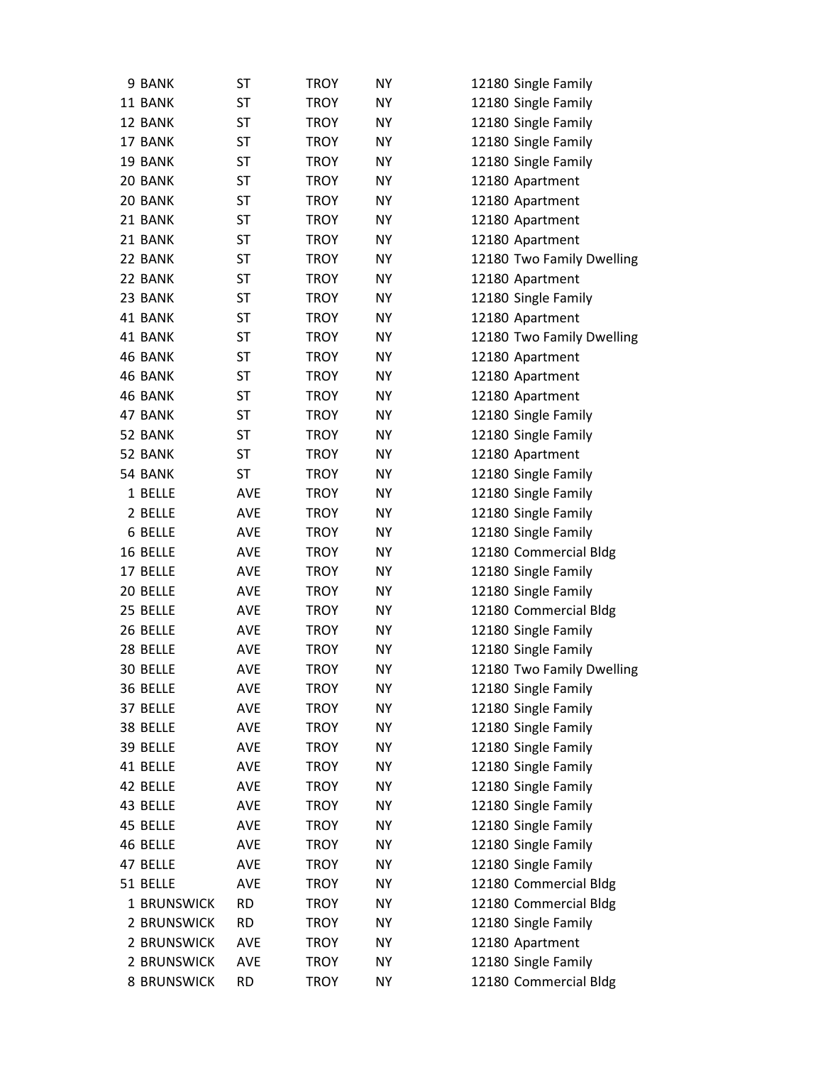| | | | | | | |
|---|---|---|---|---|---|---|
| 9 | BANK | ST | TROY | NY | 12180 | Single Family |
| 11 | BANK | ST | TROY | NY | 12180 | Single Family |
| 12 | BANK | ST | TROY | NY | 12180 | Single Family |
| 17 | BANK | ST | TROY | NY | 12180 | Single Family |
| 19 | BANK | ST | TROY | NY | 12180 | Single Family |
| 20 | BANK | ST | TROY | NY | 12180 | Apartment |
| 20 | BANK | ST | TROY | NY | 12180 | Apartment |
| 21 | BANK | ST | TROY | NY | 12180 | Apartment |
| 21 | BANK | ST | TROY | NY | 12180 | Apartment |
| 22 | BANK | ST | TROY | NY | 12180 | Two Family Dwelling |
| 22 | BANK | ST | TROY | NY | 12180 | Apartment |
| 23 | BANK | ST | TROY | NY | 12180 | Single Family |
| 41 | BANK | ST | TROY | NY | 12180 | Apartment |
| 41 | BANK | ST | TROY | NY | 12180 | Two Family Dwelling |
| 46 | BANK | ST | TROY | NY | 12180 | Apartment |
| 46 | BANK | ST | TROY | NY | 12180 | Apartment |
| 46 | BANK | ST | TROY | NY | 12180 | Apartment |
| 47 | BANK | ST | TROY | NY | 12180 | Single Family |
| 52 | BANK | ST | TROY | NY | 12180 | Single Family |
| 52 | BANK | ST | TROY | NY | 12180 | Apartment |
| 54 | BANK | ST | TROY | NY | 12180 | Single Family |
| 1 | BELLE | AVE | TROY | NY | 12180 | Single Family |
| 2 | BELLE | AVE | TROY | NY | 12180 | Single Family |
| 6 | BELLE | AVE | TROY | NY | 12180 | Single Family |
| 16 | BELLE | AVE | TROY | NY | 12180 | Commercial Bldg |
| 17 | BELLE | AVE | TROY | NY | 12180 | Single Family |
| 20 | BELLE | AVE | TROY | NY | 12180 | Single Family |
| 25 | BELLE | AVE | TROY | NY | 12180 | Commercial Bldg |
| 26 | BELLE | AVE | TROY | NY | 12180 | Single Family |
| 28 | BELLE | AVE | TROY | NY | 12180 | Single Family |
| 30 | BELLE | AVE | TROY | NY | 12180 | Two Family Dwelling |
| 36 | BELLE | AVE | TROY | NY | 12180 | Single Family |
| 37 | BELLE | AVE | TROY | NY | 12180 | Single Family |
| 38 | BELLE | AVE | TROY | NY | 12180 | Single Family |
| 39 | BELLE | AVE | TROY | NY | 12180 | Single Family |
| 41 | BELLE | AVE | TROY | NY | 12180 | Single Family |
| 42 | BELLE | AVE | TROY | NY | 12180 | Single Family |
| 43 | BELLE | AVE | TROY | NY | 12180 | Single Family |
| 45 | BELLE | AVE | TROY | NY | 12180 | Single Family |
| 46 | BELLE | AVE | TROY | NY | 12180 | Single Family |
| 47 | BELLE | AVE | TROY | NY | 12180 | Single Family |
| 51 | BELLE | AVE | TROY | NY | 12180 | Commercial Bldg |
| 1 | BRUNSWICK | RD | TROY | NY | 12180 | Commercial Bldg |
| 2 | BRUNSWICK | RD | TROY | NY | 12180 | Single Family |
| 2 | BRUNSWICK | AVE | TROY | NY | 12180 | Apartment |
| 2 | BRUNSWICK | AVE | TROY | NY | 12180 | Single Family |
| 8 | BRUNSWICK | RD | TROY | NY | 12180 | Commercial Bldg |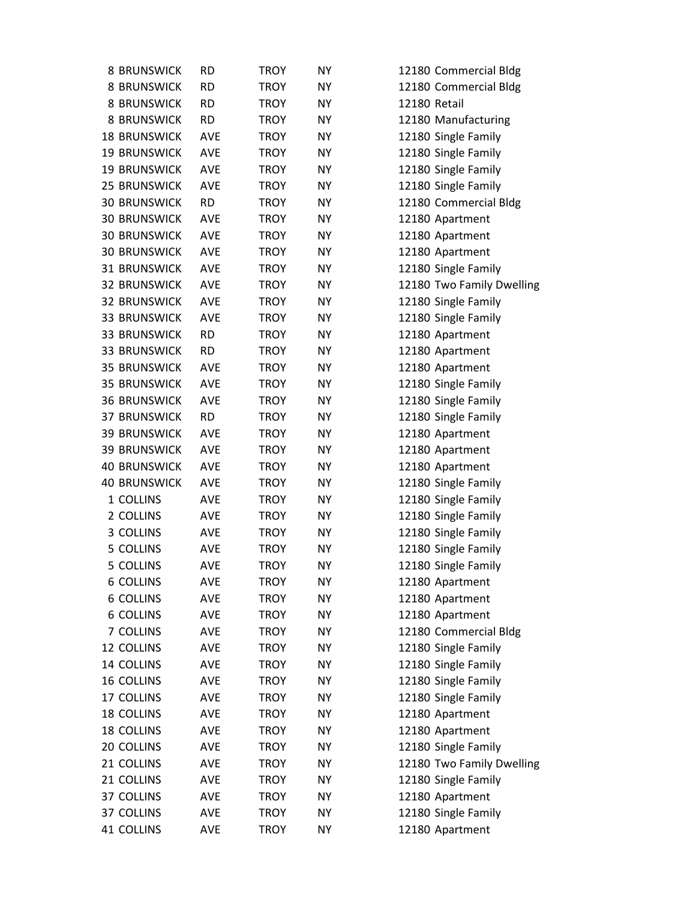| | | | | | | |
|---|---|---|---|---|---|---|
| 8 | BRUNSWICK | RD | TROY | NY | 12180 | Commercial Bldg |
| 8 | BRUNSWICK | RD | TROY | NY | 12180 | Commercial Bldg |
| 8 | BRUNSWICK | RD | TROY | NY | 12180 | Retail |
| 8 | BRUNSWICK | RD | TROY | NY | 12180 | Manufacturing |
| 18 | BRUNSWICK | AVE | TROY | NY | 12180 | Single Family |
| 19 | BRUNSWICK | AVE | TROY | NY | 12180 | Single Family |
| 19 | BRUNSWICK | AVE | TROY | NY | 12180 | Single Family |
| 25 | BRUNSWICK | AVE | TROY | NY | 12180 | Single Family |
| 30 | BRUNSWICK | RD | TROY | NY | 12180 | Commercial Bldg |
| 30 | BRUNSWICK | AVE | TROY | NY | 12180 | Apartment |
| 30 | BRUNSWICK | AVE | TROY | NY | 12180 | Apartment |
| 30 | BRUNSWICK | AVE | TROY | NY | 12180 | Apartment |
| 31 | BRUNSWICK | AVE | TROY | NY | 12180 | Single Family |
| 32 | BRUNSWICK | AVE | TROY | NY | 12180 | Two Family Dwelling |
| 32 | BRUNSWICK | AVE | TROY | NY | 12180 | Single Family |
| 33 | BRUNSWICK | AVE | TROY | NY | 12180 | Single Family |
| 33 | BRUNSWICK | RD | TROY | NY | 12180 | Apartment |
| 33 | BRUNSWICK | RD | TROY | NY | 12180 | Apartment |
| 35 | BRUNSWICK | AVE | TROY | NY | 12180 | Apartment |
| 35 | BRUNSWICK | AVE | TROY | NY | 12180 | Single Family |
| 36 | BRUNSWICK | AVE | TROY | NY | 12180 | Single Family |
| 37 | BRUNSWICK | RD | TROY | NY | 12180 | Single Family |
| 39 | BRUNSWICK | AVE | TROY | NY | 12180 | Apartment |
| 39 | BRUNSWICK | AVE | TROY | NY | 12180 | Apartment |
| 40 | BRUNSWICK | AVE | TROY | NY | 12180 | Apartment |
| 40 | BRUNSWICK | AVE | TROY | NY | 12180 | Single Family |
| 1 | COLLINS | AVE | TROY | NY | 12180 | Single Family |
| 2 | COLLINS | AVE | TROY | NY | 12180 | Single Family |
| 3 | COLLINS | AVE | TROY | NY | 12180 | Single Family |
| 5 | COLLINS | AVE | TROY | NY | 12180 | Single Family |
| 5 | COLLINS | AVE | TROY | NY | 12180 | Single Family |
| 6 | COLLINS | AVE | TROY | NY | 12180 | Apartment |
| 6 | COLLINS | AVE | TROY | NY | 12180 | Apartment |
| 6 | COLLINS | AVE | TROY | NY | 12180 | Apartment |
| 7 | COLLINS | AVE | TROY | NY | 12180 | Commercial Bldg |
| 12 | COLLINS | AVE | TROY | NY | 12180 | Single Family |
| 14 | COLLINS | AVE | TROY | NY | 12180 | Single Family |
| 16 | COLLINS | AVE | TROY | NY | 12180 | Single Family |
| 17 | COLLINS | AVE | TROY | NY | 12180 | Single Family |
| 18 | COLLINS | AVE | TROY | NY | 12180 | Apartment |
| 18 | COLLINS | AVE | TROY | NY | 12180 | Apartment |
| 20 | COLLINS | AVE | TROY | NY | 12180 | Single Family |
| 21 | COLLINS | AVE | TROY | NY | 12180 | Two Family Dwelling |
| 21 | COLLINS | AVE | TROY | NY | 12180 | Single Family |
| 37 | COLLINS | AVE | TROY | NY | 12180 | Apartment |
| 37 | COLLINS | AVE | TROY | NY | 12180 | Single Family |
| 41 | COLLINS | AVE | TROY | NY | 12180 | Apartment |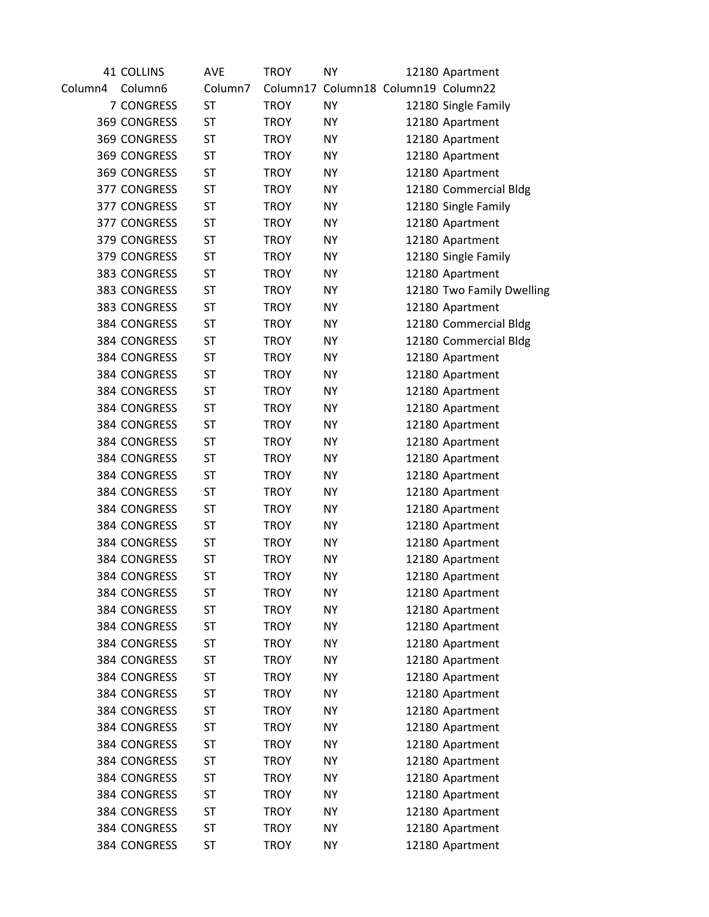| | | | | | | |
|---|---|---|---|---|---|---|
| 41 | COLLINS | AVE | TROY | NY | 12180 | Apartment |
| Column4 | Column6 | Column7 | Column17 | Column18 | Column19 | Column22 |
| 7 | CONGRESS | ST | TROY | NY | 12180 | Single Family |
| 369 | CONGRESS | ST | TROY | NY | 12180 | Apartment |
| 369 | CONGRESS | ST | TROY | NY | 12180 | Apartment |
| 369 | CONGRESS | ST | TROY | NY | 12180 | Apartment |
| 369 | CONGRESS | ST | TROY | NY | 12180 | Apartment |
| 377 | CONGRESS | ST | TROY | NY | 12180 | Commercial Bldg |
| 377 | CONGRESS | ST | TROY | NY | 12180 | Single Family |
| 377 | CONGRESS | ST | TROY | NY | 12180 | Apartment |
| 379 | CONGRESS | ST | TROY | NY | 12180 | Apartment |
| 379 | CONGRESS | ST | TROY | NY | 12180 | Single Family |
| 383 | CONGRESS | ST | TROY | NY | 12180 | Apartment |
| 383 | CONGRESS | ST | TROY | NY | 12180 | Two Family Dwelling |
| 383 | CONGRESS | ST | TROY | NY | 12180 | Apartment |
| 384 | CONGRESS | ST | TROY | NY | 12180 | Commercial Bldg |
| 384 | CONGRESS | ST | TROY | NY | 12180 | Commercial Bldg |
| 384 | CONGRESS | ST | TROY | NY | 12180 | Apartment |
| 384 | CONGRESS | ST | TROY | NY | 12180 | Apartment |
| 384 | CONGRESS | ST | TROY | NY | 12180 | Apartment |
| 384 | CONGRESS | ST | TROY | NY | 12180 | Apartment |
| 384 | CONGRESS | ST | TROY | NY | 12180 | Apartment |
| 384 | CONGRESS | ST | TROY | NY | 12180 | Apartment |
| 384 | CONGRESS | ST | TROY | NY | 12180 | Apartment |
| 384 | CONGRESS | ST | TROY | NY | 12180 | Apartment |
| 384 | CONGRESS | ST | TROY | NY | 12180 | Apartment |
| 384 | CONGRESS | ST | TROY | NY | 12180 | Apartment |
| 384 | CONGRESS | ST | TROY | NY | 12180 | Apartment |
| 384 | CONGRESS | ST | TROY | NY | 12180 | Apartment |
| 384 | CONGRESS | ST | TROY | NY | 12180 | Apartment |
| 384 | CONGRESS | ST | TROY | NY | 12180 | Apartment |
| 384 | CONGRESS | ST | TROY | NY | 12180 | Apartment |
| 384 | CONGRESS | ST | TROY | NY | 12180 | Apartment |
| 384 | CONGRESS | ST | TROY | NY | 12180 | Apartment |
| 384 | CONGRESS | ST | TROY | NY | 12180 | Apartment |
| 384 | CONGRESS | ST | TROY | NY | 12180 | Apartment |
| 384 | CONGRESS | ST | TROY | NY | 12180 | Apartment |
| 384 | CONGRESS | ST | TROY | NY | 12180 | Apartment |
| 384 | CONGRESS | ST | TROY | NY | 12180 | Apartment |
| 384 | CONGRESS | ST | TROY | NY | 12180 | Apartment |
| 384 | CONGRESS | ST | TROY | NY | 12180 | Apartment |
| 384 | CONGRESS | ST | TROY | NY | 12180 | Apartment |
| 384 | CONGRESS | ST | TROY | NY | 12180 | Apartment |
| 384 | CONGRESS | ST | TROY | NY | 12180 | Apartment |
| 384 | CONGRESS | ST | TROY | NY | 12180 | Apartment |
| 384 | CONGRESS | ST | TROY | NY | 12180 | Apartment |
| 384 | CONGRESS | ST | TROY | NY | 12180 | Apartment |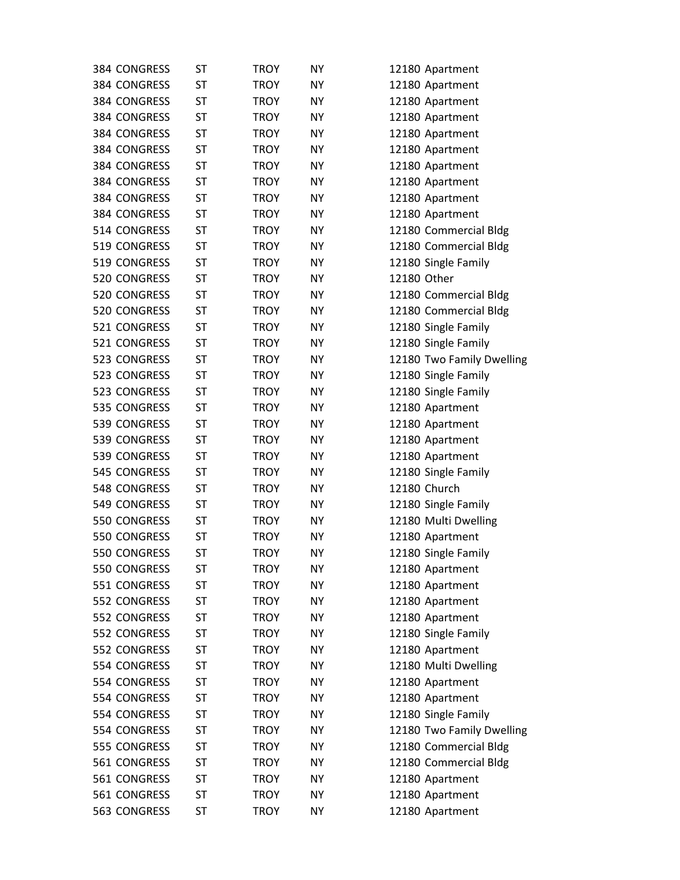| | | | | | |
|---|---|---|---|---|---|
| 384 | CONGRESS | ST | TROY | NY | 12180 Apartment |
| 384 | CONGRESS | ST | TROY | NY | 12180 Apartment |
| 384 | CONGRESS | ST | TROY | NY | 12180 Apartment |
| 384 | CONGRESS | ST | TROY | NY | 12180 Apartment |
| 384 | CONGRESS | ST | TROY | NY | 12180 Apartment |
| 384 | CONGRESS | ST | TROY | NY | 12180 Apartment |
| 384 | CONGRESS | ST | TROY | NY | 12180 Apartment |
| 384 | CONGRESS | ST | TROY | NY | 12180 Apartment |
| 384 | CONGRESS | ST | TROY | NY | 12180 Apartment |
| 384 | CONGRESS | ST | TROY | NY | 12180 Apartment |
| 514 | CONGRESS | ST | TROY | NY | 12180 Commercial Bldg |
| 519 | CONGRESS | ST | TROY | NY | 12180 Commercial Bldg |
| 519 | CONGRESS | ST | TROY | NY | 12180 Single Family |
| 520 | CONGRESS | ST | TROY | NY | 12180 Other |
| 520 | CONGRESS | ST | TROY | NY | 12180 Commercial Bldg |
| 520 | CONGRESS | ST | TROY | NY | 12180 Commercial Bldg |
| 521 | CONGRESS | ST | TROY | NY | 12180 Single Family |
| 521 | CONGRESS | ST | TROY | NY | 12180 Single Family |
| 523 | CONGRESS | ST | TROY | NY | 12180 Two Family Dwelling |
| 523 | CONGRESS | ST | TROY | NY | 12180 Single Family |
| 523 | CONGRESS | ST | TROY | NY | 12180 Single Family |
| 535 | CONGRESS | ST | TROY | NY | 12180 Apartment |
| 539 | CONGRESS | ST | TROY | NY | 12180 Apartment |
| 539 | CONGRESS | ST | TROY | NY | 12180 Apartment |
| 539 | CONGRESS | ST | TROY | NY | 12180 Apartment |
| 545 | CONGRESS | ST | TROY | NY | 12180 Single Family |
| 548 | CONGRESS | ST | TROY | NY | 12180 Church |
| 549 | CONGRESS | ST | TROY | NY | 12180 Single Family |
| 550 | CONGRESS | ST | TROY | NY | 12180 Multi Dwelling |
| 550 | CONGRESS | ST | TROY | NY | 12180 Apartment |
| 550 | CONGRESS | ST | TROY | NY | 12180 Single Family |
| 550 | CONGRESS | ST | TROY | NY | 12180 Apartment |
| 551 | CONGRESS | ST | TROY | NY | 12180 Apartment |
| 552 | CONGRESS | ST | TROY | NY | 12180 Apartment |
| 552 | CONGRESS | ST | TROY | NY | 12180 Apartment |
| 552 | CONGRESS | ST | TROY | NY | 12180 Single Family |
| 552 | CONGRESS | ST | TROY | NY | 12180 Apartment |
| 554 | CONGRESS | ST | TROY | NY | 12180 Multi Dwelling |
| 554 | CONGRESS | ST | TROY | NY | 12180 Apartment |
| 554 | CONGRESS | ST | TROY | NY | 12180 Apartment |
| 554 | CONGRESS | ST | TROY | NY | 12180 Single Family |
| 554 | CONGRESS | ST | TROY | NY | 12180 Two Family Dwelling |
| 555 | CONGRESS | ST | TROY | NY | 12180 Commercial Bldg |
| 561 | CONGRESS | ST | TROY | NY | 12180 Commercial Bldg |
| 561 | CONGRESS | ST | TROY | NY | 12180 Apartment |
| 561 | CONGRESS | ST | TROY | NY | 12180 Apartment |
| 563 | CONGRESS | ST | TROY | NY | 12180 Apartment |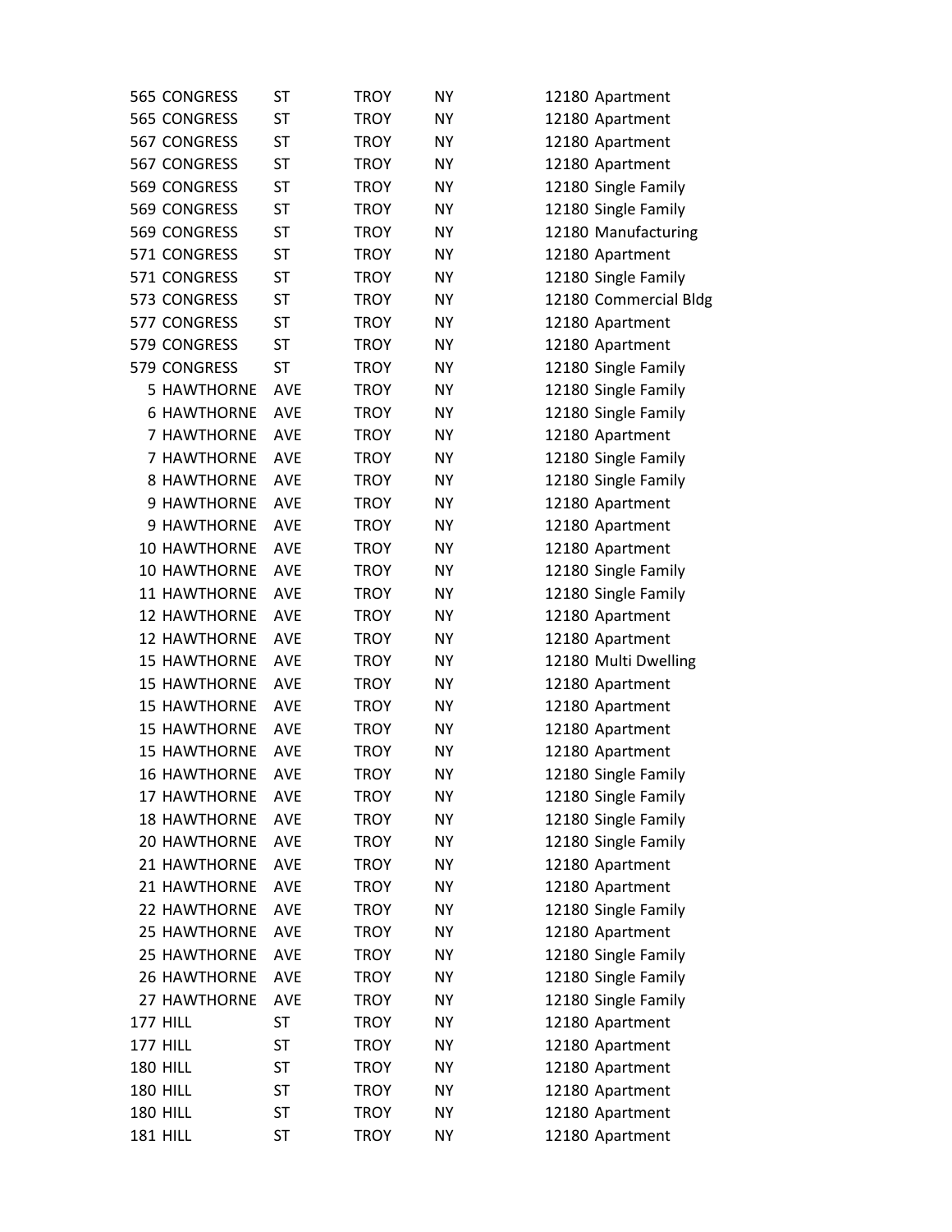| | | | | | | |
|---|---|---|---|---|---|---|
| 565 | CONGRESS | ST | TROY | NY | 12180 | Apartment |
| 565 | CONGRESS | ST | TROY | NY | 12180 | Apartment |
| 567 | CONGRESS | ST | TROY | NY | 12180 | Apartment |
| 567 | CONGRESS | ST | TROY | NY | 12180 | Apartment |
| 569 | CONGRESS | ST | TROY | NY | 12180 | Single Family |
| 569 | CONGRESS | ST | TROY | NY | 12180 | Single Family |
| 569 | CONGRESS | ST | TROY | NY | 12180 | Manufacturing |
| 571 | CONGRESS | ST | TROY | NY | 12180 | Apartment |
| 571 | CONGRESS | ST | TROY | NY | 12180 | Single Family |
| 573 | CONGRESS | ST | TROY | NY | 12180 | Commercial Bldg |
| 577 | CONGRESS | ST | TROY | NY | 12180 | Apartment |
| 579 | CONGRESS | ST | TROY | NY | 12180 | Apartment |
| 579 | CONGRESS | ST | TROY | NY | 12180 | Single Family |
| 5 | HAWTHORNE | AVE | TROY | NY | 12180 | Single Family |
| 6 | HAWTHORNE | AVE | TROY | NY | 12180 | Single Family |
| 7 | HAWTHORNE | AVE | TROY | NY | 12180 | Apartment |
| 7 | HAWTHORNE | AVE | TROY | NY | 12180 | Single Family |
| 8 | HAWTHORNE | AVE | TROY | NY | 12180 | Single Family |
| 9 | HAWTHORNE | AVE | TROY | NY | 12180 | Apartment |
| 9 | HAWTHORNE | AVE | TROY | NY | 12180 | Apartment |
| 10 | HAWTHORNE | AVE | TROY | NY | 12180 | Apartment |
| 10 | HAWTHORNE | AVE | TROY | NY | 12180 | Single Family |
| 11 | HAWTHORNE | AVE | TROY | NY | 12180 | Single Family |
| 12 | HAWTHORNE | AVE | TROY | NY | 12180 | Apartment |
| 12 | HAWTHORNE | AVE | TROY | NY | 12180 | Apartment |
| 15 | HAWTHORNE | AVE | TROY | NY | 12180 | Multi Dwelling |
| 15 | HAWTHORNE | AVE | TROY | NY | 12180 | Apartment |
| 15 | HAWTHORNE | AVE | TROY | NY | 12180 | Apartment |
| 15 | HAWTHORNE | AVE | TROY | NY | 12180 | Apartment |
| 15 | HAWTHORNE | AVE | TROY | NY | 12180 | Apartment |
| 16 | HAWTHORNE | AVE | TROY | NY | 12180 | Single Family |
| 17 | HAWTHORNE | AVE | TROY | NY | 12180 | Single Family |
| 18 | HAWTHORNE | AVE | TROY | NY | 12180 | Single Family |
| 20 | HAWTHORNE | AVE | TROY | NY | 12180 | Single Family |
| 21 | HAWTHORNE | AVE | TROY | NY | 12180 | Apartment |
| 21 | HAWTHORNE | AVE | TROY | NY | 12180 | Apartment |
| 22 | HAWTHORNE | AVE | TROY | NY | 12180 | Single Family |
| 25 | HAWTHORNE | AVE | TROY | NY | 12180 | Apartment |
| 25 | HAWTHORNE | AVE | TROY | NY | 12180 | Single Family |
| 26 | HAWTHORNE | AVE | TROY | NY | 12180 | Single Family |
| 27 | HAWTHORNE | AVE | TROY | NY | 12180 | Single Family |
| 177 | HILL | ST | TROY | NY | 12180 | Apartment |
| 177 | HILL | ST | TROY | NY | 12180 | Apartment |
| 180 | HILL | ST | TROY | NY | 12180 | Apartment |
| 180 | HILL | ST | TROY | NY | 12180 | Apartment |
| 180 | HILL | ST | TROY | NY | 12180 | Apartment |
| 181 | HILL | ST | TROY | NY | 12180 | Apartment |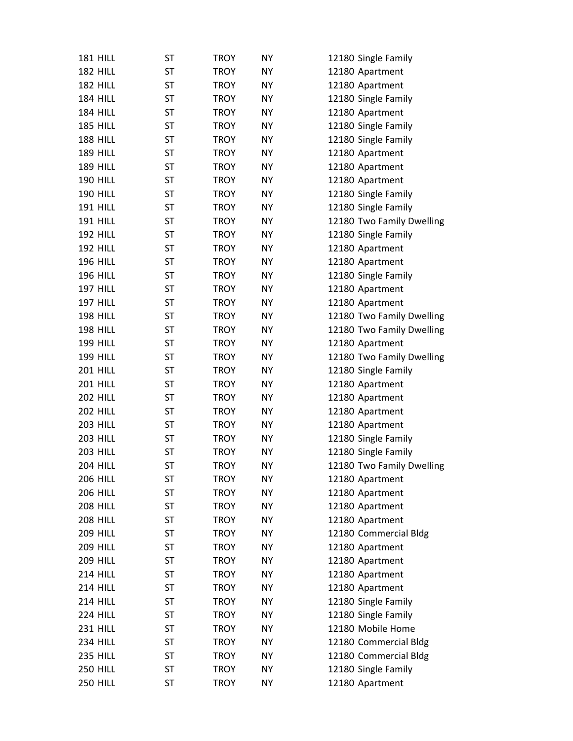| | | | | | |
|---|---|---|---|---|---|
| 181 HILL | ST | TROY | NY | 12180 | Single Family |
| 182 HILL | ST | TROY | NY | 12180 | Apartment |
| 182 HILL | ST | TROY | NY | 12180 | Apartment |
| 184 HILL | ST | TROY | NY | 12180 | Single Family |
| 184 HILL | ST | TROY | NY | 12180 | Apartment |
| 185 HILL | ST | TROY | NY | 12180 | Single Family |
| 188 HILL | ST | TROY | NY | 12180 | Single Family |
| 189 HILL | ST | TROY | NY | 12180 | Apartment |
| 189 HILL | ST | TROY | NY | 12180 | Apartment |
| 190 HILL | ST | TROY | NY | 12180 | Apartment |
| 190 HILL | ST | TROY | NY | 12180 | Single Family |
| 191 HILL | ST | TROY | NY | 12180 | Single Family |
| 191 HILL | ST | TROY | NY | 12180 | Two Family Dwelling |
| 192 HILL | ST | TROY | NY | 12180 | Single Family |
| 192 HILL | ST | TROY | NY | 12180 | Apartment |
| 196 HILL | ST | TROY | NY | 12180 | Apartment |
| 196 HILL | ST | TROY | NY | 12180 | Single Family |
| 197 HILL | ST | TROY | NY | 12180 | Apartment |
| 197 HILL | ST | TROY | NY | 12180 | Apartment |
| 198 HILL | ST | TROY | NY | 12180 | Two Family Dwelling |
| 198 HILL | ST | TROY | NY | 12180 | Two Family Dwelling |
| 199 HILL | ST | TROY | NY | 12180 | Apartment |
| 199 HILL | ST | TROY | NY | 12180 | Two Family Dwelling |
| 201 HILL | ST | TROY | NY | 12180 | Single Family |
| 201 HILL | ST | TROY | NY | 12180 | Apartment |
| 202 HILL | ST | TROY | NY | 12180 | Apartment |
| 202 HILL | ST | TROY | NY | 12180 | Apartment |
| 203 HILL | ST | TROY | NY | 12180 | Apartment |
| 203 HILL | ST | TROY | NY | 12180 | Single Family |
| 203 HILL | ST | TROY | NY | 12180 | Single Family |
| 204 HILL | ST | TROY | NY | 12180 | Two Family Dwelling |
| 206 HILL | ST | TROY | NY | 12180 | Apartment |
| 206 HILL | ST | TROY | NY | 12180 | Apartment |
| 208 HILL | ST | TROY | NY | 12180 | Apartment |
| 208 HILL | ST | TROY | NY | 12180 | Apartment |
| 209 HILL | ST | TROY | NY | 12180 | Commercial Bldg |
| 209 HILL | ST | TROY | NY | 12180 | Apartment |
| 209 HILL | ST | TROY | NY | 12180 | Apartment |
| 214 HILL | ST | TROY | NY | 12180 | Apartment |
| 214 HILL | ST | TROY | NY | 12180 | Apartment |
| 214 HILL | ST | TROY | NY | 12180 | Single Family |
| 224 HILL | ST | TROY | NY | 12180 | Single Family |
| 231 HILL | ST | TROY | NY | 12180 | Mobile Home |
| 234 HILL | ST | TROY | NY | 12180 | Commercial Bldg |
| 235 HILL | ST | TROY | NY | 12180 | Commercial Bldg |
| 250 HILL | ST | TROY | NY | 12180 | Single Family |
| 250 HILL | ST | TROY | NY | 12180 | Apartment |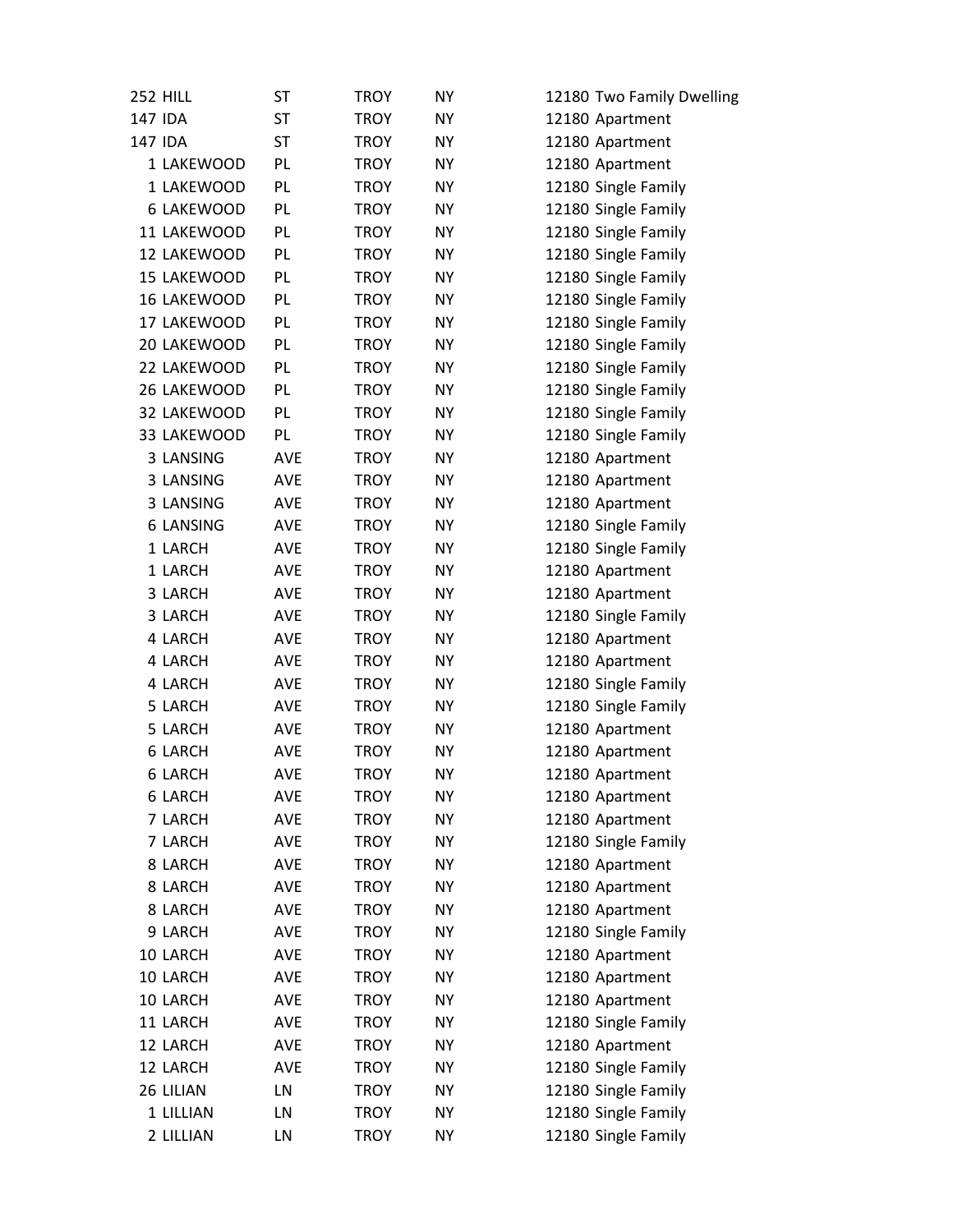| | | | | | | |
|---|---|---|---|---|---|---|
| 252 | HILL | ST | TROY | NY | 12180 | Two Family Dwelling |
| 147 | IDA | ST | TROY | NY | 12180 | Apartment |
| 147 | IDA | ST | TROY | NY | 12180 | Apartment |
| 1 | LAKEWOOD | PL | TROY | NY | 12180 | Apartment |
| 1 | LAKEWOOD | PL | TROY | NY | 12180 | Single Family |
| 6 | LAKEWOOD | PL | TROY | NY | 12180 | Single Family |
| 11 | LAKEWOOD | PL | TROY | NY | 12180 | Single Family |
| 12 | LAKEWOOD | PL | TROY | NY | 12180 | Single Family |
| 15 | LAKEWOOD | PL | TROY | NY | 12180 | Single Family |
| 16 | LAKEWOOD | PL | TROY | NY | 12180 | Single Family |
| 17 | LAKEWOOD | PL | TROY | NY | 12180 | Single Family |
| 20 | LAKEWOOD | PL | TROY | NY | 12180 | Single Family |
| 22 | LAKEWOOD | PL | TROY | NY | 12180 | Single Family |
| 26 | LAKEWOOD | PL | TROY | NY | 12180 | Single Family |
| 32 | LAKEWOOD | PL | TROY | NY | 12180 | Single Family |
| 33 | LAKEWOOD | PL | TROY | NY | 12180 | Single Family |
| 3 | LANSING | AVE | TROY | NY | 12180 | Apartment |
| 3 | LANSING | AVE | TROY | NY | 12180 | Apartment |
| 3 | LANSING | AVE | TROY | NY | 12180 | Apartment |
| 6 | LANSING | AVE | TROY | NY | 12180 | Single Family |
| 1 | LARCH | AVE | TROY | NY | 12180 | Single Family |
| 1 | LARCH | AVE | TROY | NY | 12180 | Apartment |
| 3 | LARCH | AVE | TROY | NY | 12180 | Apartment |
| 3 | LARCH | AVE | TROY | NY | 12180 | Single Family |
| 4 | LARCH | AVE | TROY | NY | 12180 | Apartment |
| 4 | LARCH | AVE | TROY | NY | 12180 | Apartment |
| 4 | LARCH | AVE | TROY | NY | 12180 | Single Family |
| 5 | LARCH | AVE | TROY | NY | 12180 | Single Family |
| 5 | LARCH | AVE | TROY | NY | 12180 | Apartment |
| 6 | LARCH | AVE | TROY | NY | 12180 | Apartment |
| 6 | LARCH | AVE | TROY | NY | 12180 | Apartment |
| 6 | LARCH | AVE | TROY | NY | 12180 | Apartment |
| 7 | LARCH | AVE | TROY | NY | 12180 | Apartment |
| 7 | LARCH | AVE | TROY | NY | 12180 | Single Family |
| 8 | LARCH | AVE | TROY | NY | 12180 | Apartment |
| 8 | LARCH | AVE | TROY | NY | 12180 | Apartment |
| 8 | LARCH | AVE | TROY | NY | 12180 | Apartment |
| 9 | LARCH | AVE | TROY | NY | 12180 | Single Family |
| 10 | LARCH | AVE | TROY | NY | 12180 | Apartment |
| 10 | LARCH | AVE | TROY | NY | 12180 | Apartment |
| 10 | LARCH | AVE | TROY | NY | 12180 | Apartment |
| 11 | LARCH | AVE | TROY | NY | 12180 | Single Family |
| 12 | LARCH | AVE | TROY | NY | 12180 | Apartment |
| 12 | LARCH | AVE | TROY | NY | 12180 | Single Family |
| 26 | LILIAN | LN | TROY | NY | 12180 | Single Family |
| 1 | LILLIAN | LN | TROY | NY | 12180 | Single Family |
| 2 | LILLIAN | LN | TROY | NY | 12180 | Single Family |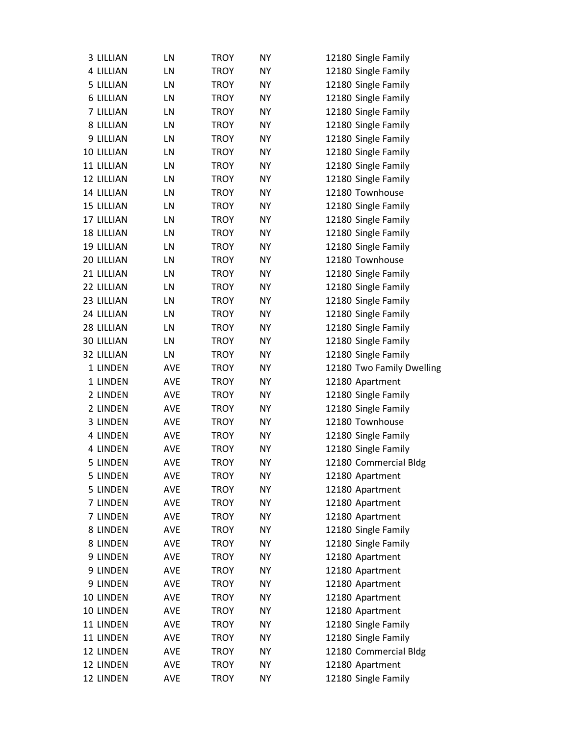| | | | | | |
|---|---|---|---|---|---|
| 3 | LILLIAN | LN | TROY | NY | 12180 Single Family |
| 4 | LILLIAN | LN | TROY | NY | 12180 Single Family |
| 5 | LILLIAN | LN | TROY | NY | 12180 Single Family |
| 6 | LILLIAN | LN | TROY | NY | 12180 Single Family |
| 7 | LILLIAN | LN | TROY | NY | 12180 Single Family |
| 8 | LILLIAN | LN | TROY | NY | 12180 Single Family |
| 9 | LILLIAN | LN | TROY | NY | 12180 Single Family |
| 10 | LILLIAN | LN | TROY | NY | 12180 Single Family |
| 11 | LILLIAN | LN | TROY | NY | 12180 Single Family |
| 12 | LILLIAN | LN | TROY | NY | 12180 Single Family |
| 14 | LILLIAN | LN | TROY | NY | 12180 Townhouse |
| 15 | LILLIAN | LN | TROY | NY | 12180 Single Family |
| 17 | LILLIAN | LN | TROY | NY | 12180 Single Family |
| 18 | LILLIAN | LN | TROY | NY | 12180 Single Family |
| 19 | LILLIAN | LN | TROY | NY | 12180 Single Family |
| 20 | LILLIAN | LN | TROY | NY | 12180 Townhouse |
| 21 | LILLIAN | LN | TROY | NY | 12180 Single Family |
| 22 | LILLIAN | LN | TROY | NY | 12180 Single Family |
| 23 | LILLIAN | LN | TROY | NY | 12180 Single Family |
| 24 | LILLIAN | LN | TROY | NY | 12180 Single Family |
| 28 | LILLIAN | LN | TROY | NY | 12180 Single Family |
| 30 | LILLIAN | LN | TROY | NY | 12180 Single Family |
| 32 | LILLIAN | LN | TROY | NY | 12180 Single Family |
| 1 | LINDEN | AVE | TROY | NY | 12180 Two Family Dwelling |
| 1 | LINDEN | AVE | TROY | NY | 12180 Apartment |
| 2 | LINDEN | AVE | TROY | NY | 12180 Single Family |
| 2 | LINDEN | AVE | TROY | NY | 12180 Single Family |
| 3 | LINDEN | AVE | TROY | NY | 12180 Townhouse |
| 4 | LINDEN | AVE | TROY | NY | 12180 Single Family |
| 4 | LINDEN | AVE | TROY | NY | 12180 Single Family |
| 5 | LINDEN | AVE | TROY | NY | 12180 Commercial Bldg |
| 5 | LINDEN | AVE | TROY | NY | 12180 Apartment |
| 5 | LINDEN | AVE | TROY | NY | 12180 Apartment |
| 7 | LINDEN | AVE | TROY | NY | 12180 Apartment |
| 7 | LINDEN | AVE | TROY | NY | 12180 Apartment |
| 8 | LINDEN | AVE | TROY | NY | 12180 Single Family |
| 8 | LINDEN | AVE | TROY | NY | 12180 Single Family |
| 9 | LINDEN | AVE | TROY | NY | 12180 Apartment |
| 9 | LINDEN | AVE | TROY | NY | 12180 Apartment |
| 9 | LINDEN | AVE | TROY | NY | 12180 Apartment |
| 10 | LINDEN | AVE | TROY | NY | 12180 Apartment |
| 10 | LINDEN | AVE | TROY | NY | 12180 Apartment |
| 11 | LINDEN | AVE | TROY | NY | 12180 Single Family |
| 11 | LINDEN | AVE | TROY | NY | 12180 Single Family |
| 12 | LINDEN | AVE | TROY | NY | 12180 Commercial Bldg |
| 12 | LINDEN | AVE | TROY | NY | 12180 Apartment |
| 12 | LINDEN | AVE | TROY | NY | 12180 Single Family |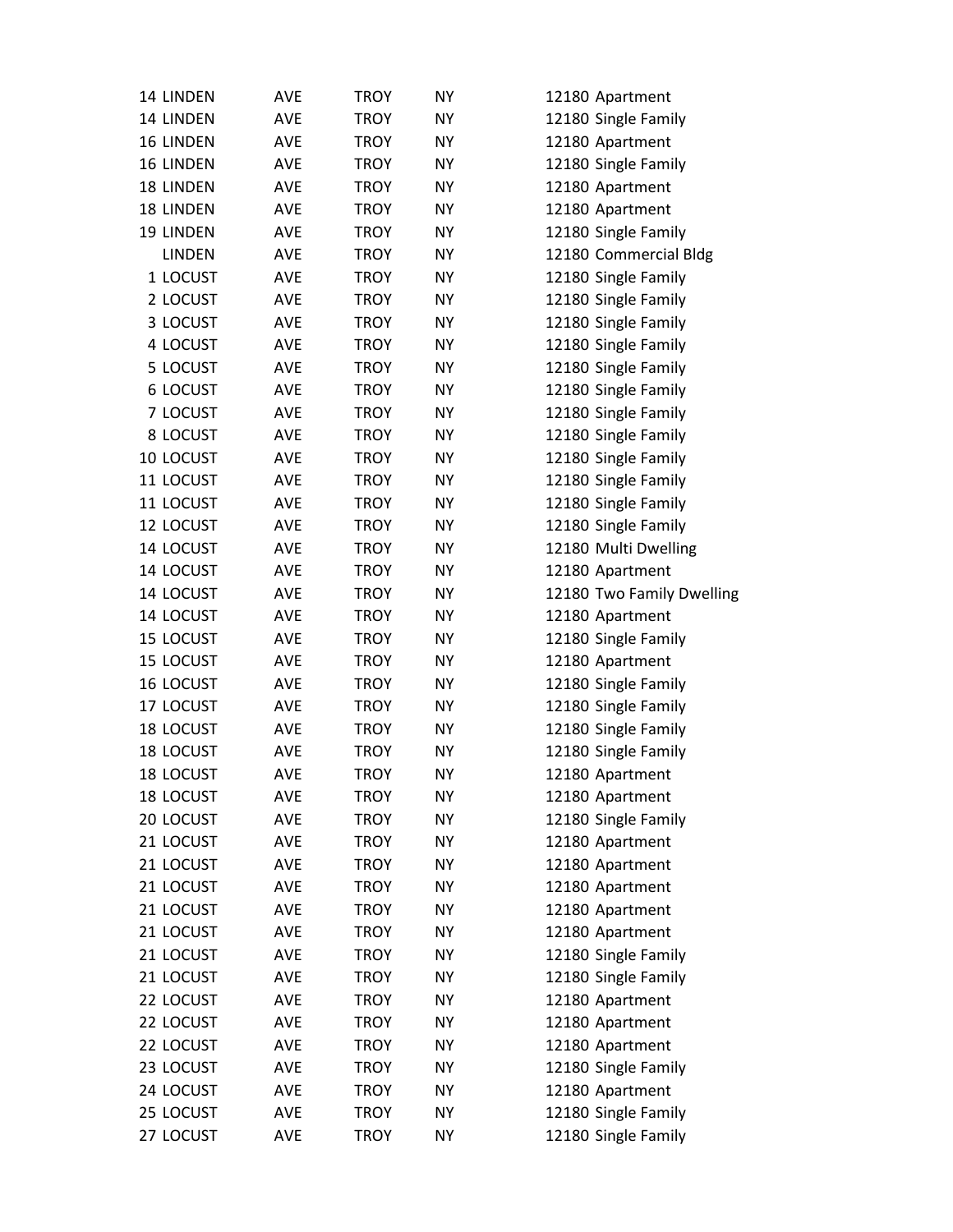| | | | | | | |
|---|---|---|---|---|---|---|
| 14 | LINDEN | AVE | TROY | NY | 12180 | Apartment |
| 14 | LINDEN | AVE | TROY | NY | 12180 | Single Family |
| 16 | LINDEN | AVE | TROY | NY | 12180 | Apartment |
| 16 | LINDEN | AVE | TROY | NY | 12180 | Single Family |
| 18 | LINDEN | AVE | TROY | NY | 12180 | Apartment |
| 18 | LINDEN | AVE | TROY | NY | 12180 | Apartment |
| 19 | LINDEN | AVE | TROY | NY | 12180 | Single Family |
| | LINDEN | AVE | TROY | NY | 12180 | Commercial Bldg |
| 1 | LOCUST | AVE | TROY | NY | 12180 | Single Family |
| 2 | LOCUST | AVE | TROY | NY | 12180 | Single Family |
| 3 | LOCUST | AVE | TROY | NY | 12180 | Single Family |
| 4 | LOCUST | AVE | TROY | NY | 12180 | Single Family |
| 5 | LOCUST | AVE | TROY | NY | 12180 | Single Family |
| 6 | LOCUST | AVE | TROY | NY | 12180 | Single Family |
| 7 | LOCUST | AVE | TROY | NY | 12180 | Single Family |
| 8 | LOCUST | AVE | TROY | NY | 12180 | Single Family |
| 10 | LOCUST | AVE | TROY | NY | 12180 | Single Family |
| 11 | LOCUST | AVE | TROY | NY | 12180 | Single Family |
| 11 | LOCUST | AVE | TROY | NY | 12180 | Single Family |
| 12 | LOCUST | AVE | TROY | NY | 12180 | Single Family |
| 14 | LOCUST | AVE | TROY | NY | 12180 | Multi Dwelling |
| 14 | LOCUST | AVE | TROY | NY | 12180 | Apartment |
| 14 | LOCUST | AVE | TROY | NY | 12180 | Two Family Dwelling |
| 14 | LOCUST | AVE | TROY | NY | 12180 | Apartment |
| 15 | LOCUST | AVE | TROY | NY | 12180 | Single Family |
| 15 | LOCUST | AVE | TROY | NY | 12180 | Apartment |
| 16 | LOCUST | AVE | TROY | NY | 12180 | Single Family |
| 17 | LOCUST | AVE | TROY | NY | 12180 | Single Family |
| 18 | LOCUST | AVE | TROY | NY | 12180 | Single Family |
| 18 | LOCUST | AVE | TROY | NY | 12180 | Single Family |
| 18 | LOCUST | AVE | TROY | NY | 12180 | Apartment |
| 18 | LOCUST | AVE | TROY | NY | 12180 | Apartment |
| 20 | LOCUST | AVE | TROY | NY | 12180 | Single Family |
| 21 | LOCUST | AVE | TROY | NY | 12180 | Apartment |
| 21 | LOCUST | AVE | TROY | NY | 12180 | Apartment |
| 21 | LOCUST | AVE | TROY | NY | 12180 | Apartment |
| 21 | LOCUST | AVE | TROY | NY | 12180 | Apartment |
| 21 | LOCUST | AVE | TROY | NY | 12180 | Apartment |
| 21 | LOCUST | AVE | TROY | NY | 12180 | Single Family |
| 21 | LOCUST | AVE | TROY | NY | 12180 | Single Family |
| 22 | LOCUST | AVE | TROY | NY | 12180 | Apartment |
| 22 | LOCUST | AVE | TROY | NY | 12180 | Apartment |
| 22 | LOCUST | AVE | TROY | NY | 12180 | Apartment |
| 23 | LOCUST | AVE | TROY | NY | 12180 | Single Family |
| 24 | LOCUST | AVE | TROY | NY | 12180 | Apartment |
| 25 | LOCUST | AVE | TROY | NY | 12180 | Single Family |
| 27 | LOCUST | AVE | TROY | NY | 12180 | Single Family |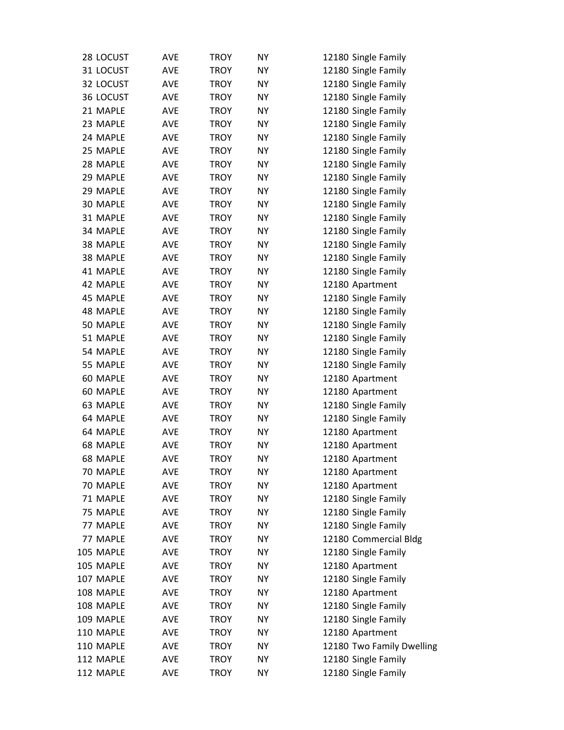| | | | | | |
|---|---|---|---|---|---|
| 28 | LOCUST | AVE | TROY | NY | 12180 Single Family |
| 31 | LOCUST | AVE | TROY | NY | 12180 Single Family |
| 32 | LOCUST | AVE | TROY | NY | 12180 Single Family |
| 36 | LOCUST | AVE | TROY | NY | 12180 Single Family |
| 21 | MAPLE | AVE | TROY | NY | 12180 Single Family |
| 23 | MAPLE | AVE | TROY | NY | 12180 Single Family |
| 24 | MAPLE | AVE | TROY | NY | 12180 Single Family |
| 25 | MAPLE | AVE | TROY | NY | 12180 Single Family |
| 28 | MAPLE | AVE | TROY | NY | 12180 Single Family |
| 29 | MAPLE | AVE | TROY | NY | 12180 Single Family |
| 29 | MAPLE | AVE | TROY | NY | 12180 Single Family |
| 30 | MAPLE | AVE | TROY | NY | 12180 Single Family |
| 31 | MAPLE | AVE | TROY | NY | 12180 Single Family |
| 34 | MAPLE | AVE | TROY | NY | 12180 Single Family |
| 38 | MAPLE | AVE | TROY | NY | 12180 Single Family |
| 38 | MAPLE | AVE | TROY | NY | 12180 Single Family |
| 41 | MAPLE | AVE | TROY | NY | 12180 Single Family |
| 42 | MAPLE | AVE | TROY | NY | 12180 Apartment |
| 45 | MAPLE | AVE | TROY | NY | 12180 Single Family |
| 48 | MAPLE | AVE | TROY | NY | 12180 Single Family |
| 50 | MAPLE | AVE | TROY | NY | 12180 Single Family |
| 51 | MAPLE | AVE | TROY | NY | 12180 Single Family |
| 54 | MAPLE | AVE | TROY | NY | 12180 Single Family |
| 55 | MAPLE | AVE | TROY | NY | 12180 Single Family |
| 60 | MAPLE | AVE | TROY | NY | 12180 Apartment |
| 60 | MAPLE | AVE | TROY | NY | 12180 Apartment |
| 63 | MAPLE | AVE | TROY | NY | 12180 Single Family |
| 64 | MAPLE | AVE | TROY | NY | 12180 Single Family |
| 64 | MAPLE | AVE | TROY | NY | 12180 Apartment |
| 68 | MAPLE | AVE | TROY | NY | 12180 Apartment |
| 68 | MAPLE | AVE | TROY | NY | 12180 Apartment |
| 70 | MAPLE | AVE | TROY | NY | 12180 Apartment |
| 70 | MAPLE | AVE | TROY | NY | 12180 Apartment |
| 71 | MAPLE | AVE | TROY | NY | 12180 Single Family |
| 75 | MAPLE | AVE | TROY | NY | 12180 Single Family |
| 77 | MAPLE | AVE | TROY | NY | 12180 Single Family |
| 77 | MAPLE | AVE | TROY | NY | 12180 Commercial Bldg |
| 105 | MAPLE | AVE | TROY | NY | 12180 Single Family |
| 105 | MAPLE | AVE | TROY | NY | 12180 Apartment |
| 107 | MAPLE | AVE | TROY | NY | 12180 Single Family |
| 108 | MAPLE | AVE | TROY | NY | 12180 Apartment |
| 108 | MAPLE | AVE | TROY | NY | 12180 Single Family |
| 109 | MAPLE | AVE | TROY | NY | 12180 Single Family |
| 110 | MAPLE | AVE | TROY | NY | 12180 Apartment |
| 110 | MAPLE | AVE | TROY | NY | 12180 Two Family Dwelling |
| 112 | MAPLE | AVE | TROY | NY | 12180 Single Family |
| 112 | MAPLE | AVE | TROY | NY | 12180 Single Family |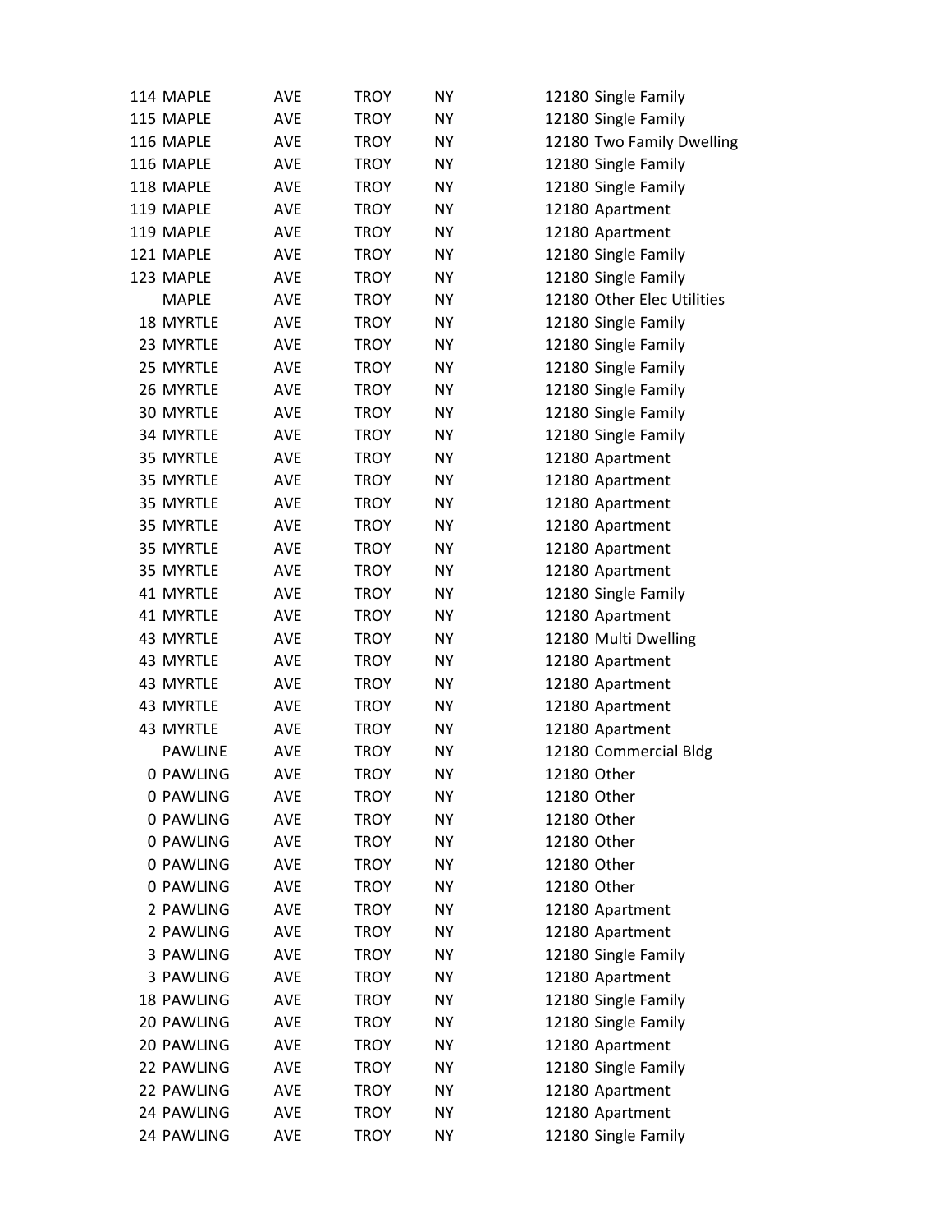| | | | | | |
|---|---|---|---|---|---|
| 114 | MAPLE | AVE | TROY | NY | 12180 Single Family |
| 115 | MAPLE | AVE | TROY | NY | 12180 Single Family |
| 116 | MAPLE | AVE | TROY | NY | 12180 Two Family Dwelling |
| 116 | MAPLE | AVE | TROY | NY | 12180 Single Family |
| 118 | MAPLE | AVE | TROY | NY | 12180 Single Family |
| 119 | MAPLE | AVE | TROY | NY | 12180 Apartment |
| 119 | MAPLE | AVE | TROY | NY | 12180 Apartment |
| 121 | MAPLE | AVE | TROY | NY | 12180 Single Family |
| 123 | MAPLE | AVE | TROY | NY | 12180 Single Family |
| | MAPLE | AVE | TROY | NY | 12180 Other Elec Utilities |
| 18 | MYRTLE | AVE | TROY | NY | 12180 Single Family |
| 23 | MYRTLE | AVE | TROY | NY | 12180 Single Family |
| 25 | MYRTLE | AVE | TROY | NY | 12180 Single Family |
| 26 | MYRTLE | AVE | TROY | NY | 12180 Single Family |
| 30 | MYRTLE | AVE | TROY | NY | 12180 Single Family |
| 34 | MYRTLE | AVE | TROY | NY | 12180 Single Family |
| 35 | MYRTLE | AVE | TROY | NY | 12180 Apartment |
| 35 | MYRTLE | AVE | TROY | NY | 12180 Apartment |
| 35 | MYRTLE | AVE | TROY | NY | 12180 Apartment |
| 35 | MYRTLE | AVE | TROY | NY | 12180 Apartment |
| 35 | MYRTLE | AVE | TROY | NY | 12180 Apartment |
| 35 | MYRTLE | AVE | TROY | NY | 12180 Apartment |
| 41 | MYRTLE | AVE | TROY | NY | 12180 Single Family |
| 41 | MYRTLE | AVE | TROY | NY | 12180 Apartment |
| 43 | MYRTLE | AVE | TROY | NY | 12180 Multi Dwelling |
| 43 | MYRTLE | AVE | TROY | NY | 12180 Apartment |
| 43 | MYRTLE | AVE | TROY | NY | 12180 Apartment |
| 43 | MYRTLE | AVE | TROY | NY | 12180 Apartment |
| 43 | MYRTLE | AVE | TROY | NY | 12180 Apartment |
| | PAWLINE | AVE | TROY | NY | 12180 Commercial Bldg |
| 0 | PAWLING | AVE | TROY | NY | 12180 Other |
| 0 | PAWLING | AVE | TROY | NY | 12180 Other |
| 0 | PAWLING | AVE | TROY | NY | 12180 Other |
| 0 | PAWLING | AVE | TROY | NY | 12180 Other |
| 0 | PAWLING | AVE | TROY | NY | 12180 Other |
| 0 | PAWLING | AVE | TROY | NY | 12180 Other |
| 2 | PAWLING | AVE | TROY | NY | 12180 Apartment |
| 2 | PAWLING | AVE | TROY | NY | 12180 Apartment |
| 3 | PAWLING | AVE | TROY | NY | 12180 Single Family |
| 3 | PAWLING | AVE | TROY | NY | 12180 Apartment |
| 18 | PAWLING | AVE | TROY | NY | 12180 Single Family |
| 20 | PAWLING | AVE | TROY | NY | 12180 Single Family |
| 20 | PAWLING | AVE | TROY | NY | 12180 Apartment |
| 22 | PAWLING | AVE | TROY | NY | 12180 Single Family |
| 22 | PAWLING | AVE | TROY | NY | 12180 Apartment |
| 24 | PAWLING | AVE | TROY | NY | 12180 Apartment |
| 24 | PAWLING | AVE | TROY | NY | 12180 Single Family |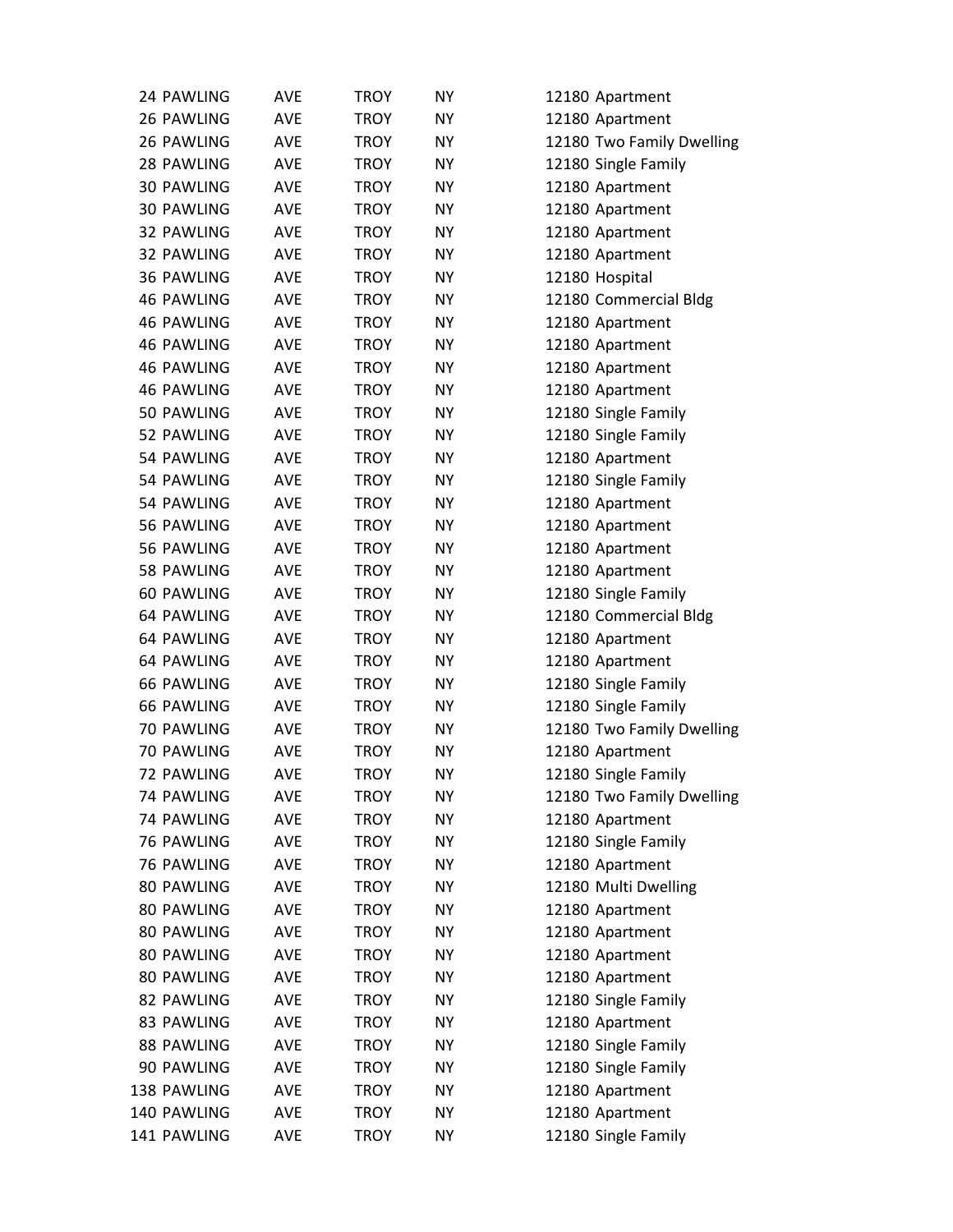| | | | | | |
|---|---|---|---|---|---|
| 24 | PAWLING | AVE | TROY | NY | 12180 Apartment |
| 26 | PAWLING | AVE | TROY | NY | 12180 Apartment |
| 26 | PAWLING | AVE | TROY | NY | 12180 Two Family Dwelling |
| 28 | PAWLING | AVE | TROY | NY | 12180 Single Family |
| 30 | PAWLING | AVE | TROY | NY | 12180 Apartment |
| 30 | PAWLING | AVE | TROY | NY | 12180 Apartment |
| 32 | PAWLING | AVE | TROY | NY | 12180 Apartment |
| 32 | PAWLING | AVE | TROY | NY | 12180 Apartment |
| 36 | PAWLING | AVE | TROY | NY | 12180 Hospital |
| 46 | PAWLING | AVE | TROY | NY | 12180 Commercial Bldg |
| 46 | PAWLING | AVE | TROY | NY | 12180 Apartment |
| 46 | PAWLING | AVE | TROY | NY | 12180 Apartment |
| 46 | PAWLING | AVE | TROY | NY | 12180 Apartment |
| 46 | PAWLING | AVE | TROY | NY | 12180 Apartment |
| 50 | PAWLING | AVE | TROY | NY | 12180 Single Family |
| 52 | PAWLING | AVE | TROY | NY | 12180 Single Family |
| 54 | PAWLING | AVE | TROY | NY | 12180 Apartment |
| 54 | PAWLING | AVE | TROY | NY | 12180 Single Family |
| 54 | PAWLING | AVE | TROY | NY | 12180 Apartment |
| 56 | PAWLING | AVE | TROY | NY | 12180 Apartment |
| 56 | PAWLING | AVE | TROY | NY | 12180 Apartment |
| 58 | PAWLING | AVE | TROY | NY | 12180 Apartment |
| 60 | PAWLING | AVE | TROY | NY | 12180 Single Family |
| 64 | PAWLING | AVE | TROY | NY | 12180 Commercial Bldg |
| 64 | PAWLING | AVE | TROY | NY | 12180 Apartment |
| 64 | PAWLING | AVE | TROY | NY | 12180 Apartment |
| 66 | PAWLING | AVE | TROY | NY | 12180 Single Family |
| 66 | PAWLING | AVE | TROY | NY | 12180 Single Family |
| 70 | PAWLING | AVE | TROY | NY | 12180 Two Family Dwelling |
| 70 | PAWLING | AVE | TROY | NY | 12180 Apartment |
| 72 | PAWLING | AVE | TROY | NY | 12180 Single Family |
| 74 | PAWLING | AVE | TROY | NY | 12180 Two Family Dwelling |
| 74 | PAWLING | AVE | TROY | NY | 12180 Apartment |
| 76 | PAWLING | AVE | TROY | NY | 12180 Single Family |
| 76 | PAWLING | AVE | TROY | NY | 12180 Apartment |
| 80 | PAWLING | AVE | TROY | NY | 12180 Multi Dwelling |
| 80 | PAWLING | AVE | TROY | NY | 12180 Apartment |
| 80 | PAWLING | AVE | TROY | NY | 12180 Apartment |
| 80 | PAWLING | AVE | TROY | NY | 12180 Apartment |
| 80 | PAWLING | AVE | TROY | NY | 12180 Apartment |
| 82 | PAWLING | AVE | TROY | NY | 12180 Single Family |
| 83 | PAWLING | AVE | TROY | NY | 12180 Apartment |
| 88 | PAWLING | AVE | TROY | NY | 12180 Single Family |
| 90 | PAWLING | AVE | TROY | NY | 12180 Single Family |
| 138 | PAWLING | AVE | TROY | NY | 12180 Apartment |
| 140 | PAWLING | AVE | TROY | NY | 12180 Apartment |
| 141 | PAWLING | AVE | TROY | NY | 12180 Single Family |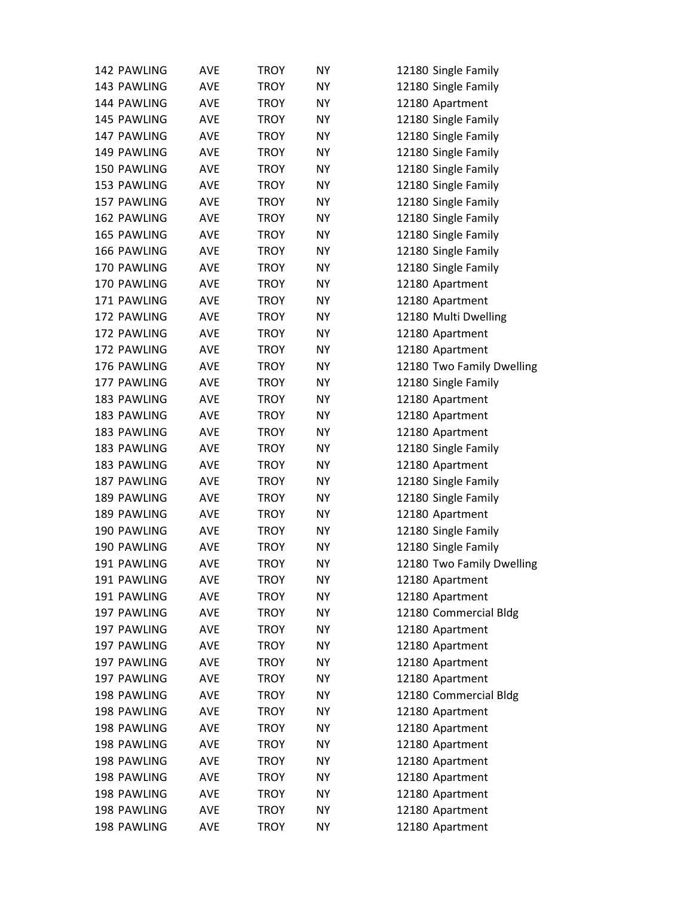| | | | | | |
|---|---|---|---|---|---|
| 142 | PAWLING | AVE | TROY | NY | 12180 Single Family |
| 143 | PAWLING | AVE | TROY | NY | 12180 Single Family |
| 144 | PAWLING | AVE | TROY | NY | 12180 Apartment |
| 145 | PAWLING | AVE | TROY | NY | 12180 Single Family |
| 147 | PAWLING | AVE | TROY | NY | 12180 Single Family |
| 149 | PAWLING | AVE | TROY | NY | 12180 Single Family |
| 150 | PAWLING | AVE | TROY | NY | 12180 Single Family |
| 153 | PAWLING | AVE | TROY | NY | 12180 Single Family |
| 157 | PAWLING | AVE | TROY | NY | 12180 Single Family |
| 162 | PAWLING | AVE | TROY | NY | 12180 Single Family |
| 165 | PAWLING | AVE | TROY | NY | 12180 Single Family |
| 166 | PAWLING | AVE | TROY | NY | 12180 Single Family |
| 170 | PAWLING | AVE | TROY | NY | 12180 Single Family |
| 170 | PAWLING | AVE | TROY | NY | 12180 Apartment |
| 171 | PAWLING | AVE | TROY | NY | 12180 Apartment |
| 172 | PAWLING | AVE | TROY | NY | 12180 Multi Dwelling |
| 172 | PAWLING | AVE | TROY | NY | 12180 Apartment |
| 172 | PAWLING | AVE | TROY | NY | 12180 Apartment |
| 176 | PAWLING | AVE | TROY | NY | 12180 Two Family Dwelling |
| 177 | PAWLING | AVE | TROY | NY | 12180 Single Family |
| 183 | PAWLING | AVE | TROY | NY | 12180 Apartment |
| 183 | PAWLING | AVE | TROY | NY | 12180 Apartment |
| 183 | PAWLING | AVE | TROY | NY | 12180 Apartment |
| 183 | PAWLING | AVE | TROY | NY | 12180 Single Family |
| 183 | PAWLING | AVE | TROY | NY | 12180 Apartment |
| 187 | PAWLING | AVE | TROY | NY | 12180 Single Family |
| 189 | PAWLING | AVE | TROY | NY | 12180 Single Family |
| 189 | PAWLING | AVE | TROY | NY | 12180 Apartment |
| 190 | PAWLING | AVE | TROY | NY | 12180 Single Family |
| 190 | PAWLING | AVE | TROY | NY | 12180 Single Family |
| 191 | PAWLING | AVE | TROY | NY | 12180 Two Family Dwelling |
| 191 | PAWLING | AVE | TROY | NY | 12180 Apartment |
| 191 | PAWLING | AVE | TROY | NY | 12180 Apartment |
| 197 | PAWLING | AVE | TROY | NY | 12180 Commercial Bldg |
| 197 | PAWLING | AVE | TROY | NY | 12180 Apartment |
| 197 | PAWLING | AVE | TROY | NY | 12180 Apartment |
| 197 | PAWLING | AVE | TROY | NY | 12180 Apartment |
| 197 | PAWLING | AVE | TROY | NY | 12180 Apartment |
| 198 | PAWLING | AVE | TROY | NY | 12180 Commercial Bldg |
| 198 | PAWLING | AVE | TROY | NY | 12180 Apartment |
| 198 | PAWLING | AVE | TROY | NY | 12180 Apartment |
| 198 | PAWLING | AVE | TROY | NY | 12180 Apartment |
| 198 | PAWLING | AVE | TROY | NY | 12180 Apartment |
| 198 | PAWLING | AVE | TROY | NY | 12180 Apartment |
| 198 | PAWLING | AVE | TROY | NY | 12180 Apartment |
| 198 | PAWLING | AVE | TROY | NY | 12180 Apartment |
| 198 | PAWLING | AVE | TROY | NY | 12180 Apartment |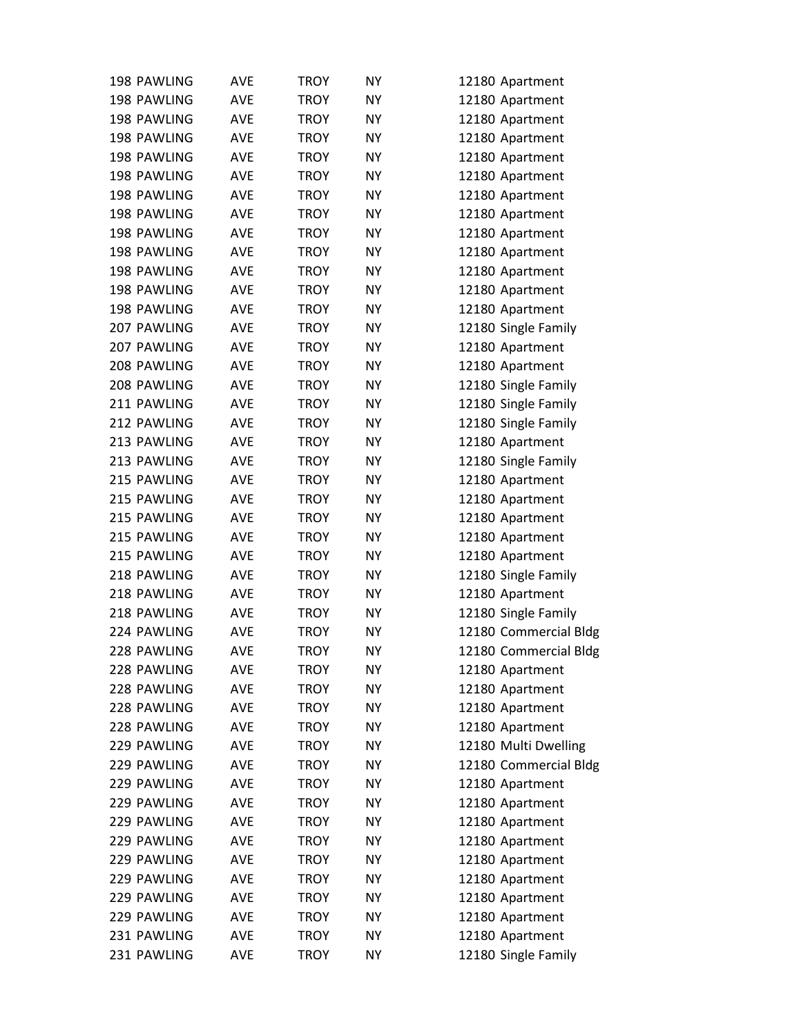| | | | | | |
|---|---|---|---|---|---|
| 198 PAWLING | AVE | TROY | NY | 12180 | Apartment |
| 198 PAWLING | AVE | TROY | NY | 12180 | Apartment |
| 198 PAWLING | AVE | TROY | NY | 12180 | Apartment |
| 198 PAWLING | AVE | TROY | NY | 12180 | Apartment |
| 198 PAWLING | AVE | TROY | NY | 12180 | Apartment |
| 198 PAWLING | AVE | TROY | NY | 12180 | Apartment |
| 198 PAWLING | AVE | TROY | NY | 12180 | Apartment |
| 198 PAWLING | AVE | TROY | NY | 12180 | Apartment |
| 198 PAWLING | AVE | TROY | NY | 12180 | Apartment |
| 198 PAWLING | AVE | TROY | NY | 12180 | Apartment |
| 198 PAWLING | AVE | TROY | NY | 12180 | Apartment |
| 198 PAWLING | AVE | TROY | NY | 12180 | Apartment |
| 198 PAWLING | AVE | TROY | NY | 12180 | Apartment |
| 207 PAWLING | AVE | TROY | NY | 12180 | Single Family |
| 207 PAWLING | AVE | TROY | NY | 12180 | Apartment |
| 208 PAWLING | AVE | TROY | NY | 12180 | Apartment |
| 208 PAWLING | AVE | TROY | NY | 12180 | Single Family |
| 211 PAWLING | AVE | TROY | NY | 12180 | Single Family |
| 212 PAWLING | AVE | TROY | NY | 12180 | Single Family |
| 213 PAWLING | AVE | TROY | NY | 12180 | Apartment |
| 213 PAWLING | AVE | TROY | NY | 12180 | Single Family |
| 215 PAWLING | AVE | TROY | NY | 12180 | Apartment |
| 215 PAWLING | AVE | TROY | NY | 12180 | Apartment |
| 215 PAWLING | AVE | TROY | NY | 12180 | Apartment |
| 215 PAWLING | AVE | TROY | NY | 12180 | Apartment |
| 215 PAWLING | AVE | TROY | NY | 12180 | Apartment |
| 218 PAWLING | AVE | TROY | NY | 12180 | Single Family |
| 218 PAWLING | AVE | TROY | NY | 12180 | Apartment |
| 218 PAWLING | AVE | TROY | NY | 12180 | Single Family |
| 224 PAWLING | AVE | TROY | NY | 12180 | Commercial Bldg |
| 228 PAWLING | AVE | TROY | NY | 12180 | Commercial Bldg |
| 228 PAWLING | AVE | TROY | NY | 12180 | Apartment |
| 228 PAWLING | AVE | TROY | NY | 12180 | Apartment |
| 228 PAWLING | AVE | TROY | NY | 12180 | Apartment |
| 228 PAWLING | AVE | TROY | NY | 12180 | Apartment |
| 229 PAWLING | AVE | TROY | NY | 12180 | Multi Dwelling |
| 229 PAWLING | AVE | TROY | NY | 12180 | Commercial Bldg |
| 229 PAWLING | AVE | TROY | NY | 12180 | Apartment |
| 229 PAWLING | AVE | TROY | NY | 12180 | Apartment |
| 229 PAWLING | AVE | TROY | NY | 12180 | Apartment |
| 229 PAWLING | AVE | TROY | NY | 12180 | Apartment |
| 229 PAWLING | AVE | TROY | NY | 12180 | Apartment |
| 229 PAWLING | AVE | TROY | NY | 12180 | Apartment |
| 229 PAWLING | AVE | TROY | NY | 12180 | Apartment |
| 229 PAWLING | AVE | TROY | NY | 12180 | Apartment |
| 231 PAWLING | AVE | TROY | NY | 12180 | Apartment |
| 231 PAWLING | AVE | TROY | NY | 12180 | Single Family |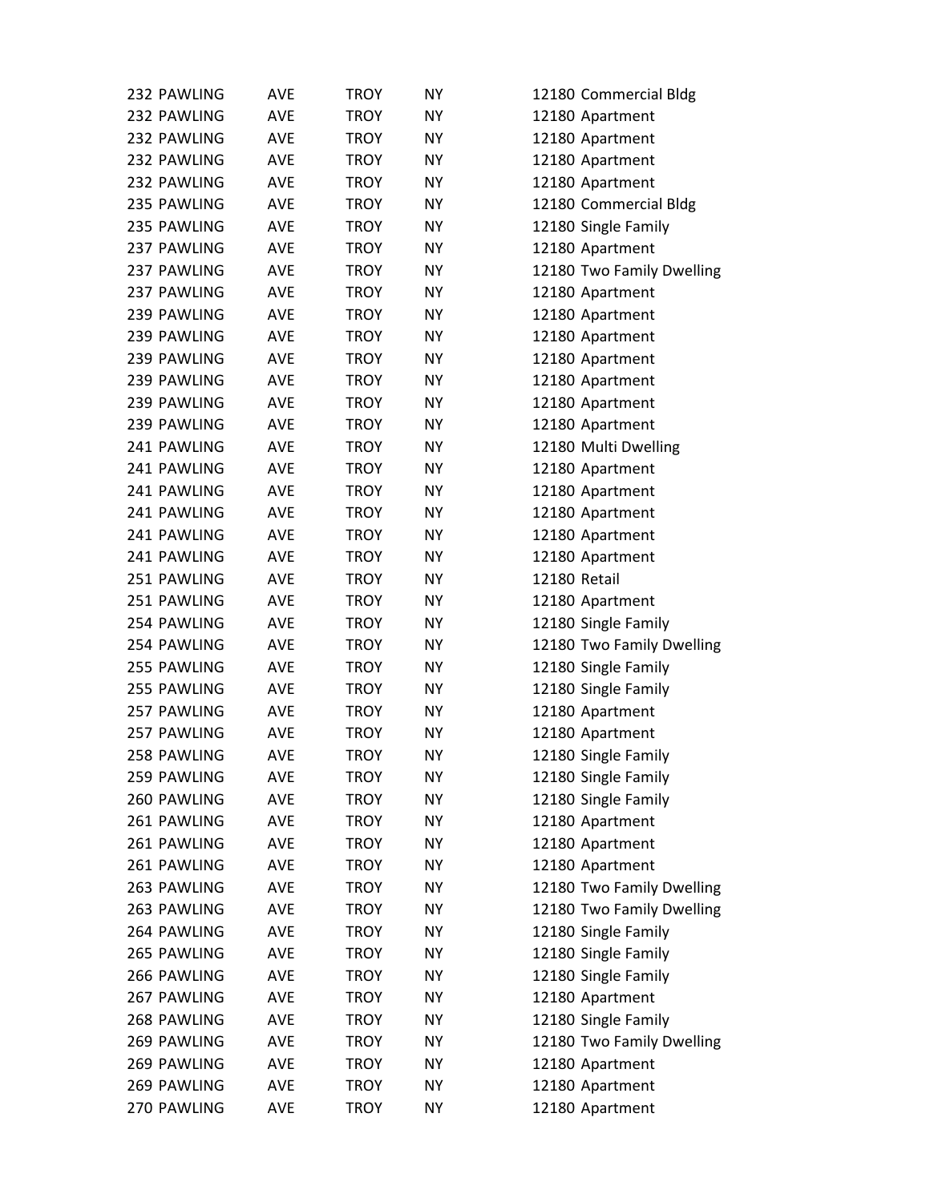| | | | | | |
|---|---|---|---|---|---|
| 232 | PAWLING | AVE | TROY | NY | 12180 Commercial Bldg |
| 232 | PAWLING | AVE | TROY | NY | 12180 Apartment |
| 232 | PAWLING | AVE | TROY | NY | 12180 Apartment |
| 232 | PAWLING | AVE | TROY | NY | 12180 Apartment |
| 232 | PAWLING | AVE | TROY | NY | 12180 Apartment |
| 235 | PAWLING | AVE | TROY | NY | 12180 Commercial Bldg |
| 235 | PAWLING | AVE | TROY | NY | 12180 Single Family |
| 237 | PAWLING | AVE | TROY | NY | 12180 Apartment |
| 237 | PAWLING | AVE | TROY | NY | 12180 Two Family Dwelling |
| 237 | PAWLING | AVE | TROY | NY | 12180 Apartment |
| 239 | PAWLING | AVE | TROY | NY | 12180 Apartment |
| 239 | PAWLING | AVE | TROY | NY | 12180 Apartment |
| 239 | PAWLING | AVE | TROY | NY | 12180 Apartment |
| 239 | PAWLING | AVE | TROY | NY | 12180 Apartment |
| 239 | PAWLING | AVE | TROY | NY | 12180 Apartment |
| 239 | PAWLING | AVE | TROY | NY | 12180 Apartment |
| 241 | PAWLING | AVE | TROY | NY | 12180 Multi Dwelling |
| 241 | PAWLING | AVE | TROY | NY | 12180 Apartment |
| 241 | PAWLING | AVE | TROY | NY | 12180 Apartment |
| 241 | PAWLING | AVE | TROY | NY | 12180 Apartment |
| 241 | PAWLING | AVE | TROY | NY | 12180 Apartment |
| 241 | PAWLING | AVE | TROY | NY | 12180 Apartment |
| 251 | PAWLING | AVE | TROY | NY | 12180 Retail |
| 251 | PAWLING | AVE | TROY | NY | 12180 Apartment |
| 254 | PAWLING | AVE | TROY | NY | 12180 Single Family |
| 254 | PAWLING | AVE | TROY | NY | 12180 Two Family Dwelling |
| 255 | PAWLING | AVE | TROY | NY | 12180 Single Family |
| 255 | PAWLING | AVE | TROY | NY | 12180 Single Family |
| 257 | PAWLING | AVE | TROY | NY | 12180 Apartment |
| 257 | PAWLING | AVE | TROY | NY | 12180 Apartment |
| 258 | PAWLING | AVE | TROY | NY | 12180 Single Family |
| 259 | PAWLING | AVE | TROY | NY | 12180 Single Family |
| 260 | PAWLING | AVE | TROY | NY | 12180 Single Family |
| 261 | PAWLING | AVE | TROY | NY | 12180 Apartment |
| 261 | PAWLING | AVE | TROY | NY | 12180 Apartment |
| 261 | PAWLING | AVE | TROY | NY | 12180 Apartment |
| 263 | PAWLING | AVE | TROY | NY | 12180 Two Family Dwelling |
| 263 | PAWLING | AVE | TROY | NY | 12180 Two Family Dwelling |
| 264 | PAWLING | AVE | TROY | NY | 12180 Single Family |
| 265 | PAWLING | AVE | TROY | NY | 12180 Single Family |
| 266 | PAWLING | AVE | TROY | NY | 12180 Single Family |
| 267 | PAWLING | AVE | TROY | NY | 12180 Apartment |
| 268 | PAWLING | AVE | TROY | NY | 12180 Single Family |
| 269 | PAWLING | AVE | TROY | NY | 12180 Two Family Dwelling |
| 269 | PAWLING | AVE | TROY | NY | 12180 Apartment |
| 269 | PAWLING | AVE | TROY | NY | 12180 Apartment |
| 270 | PAWLING | AVE | TROY | NY | 12180 Apartment |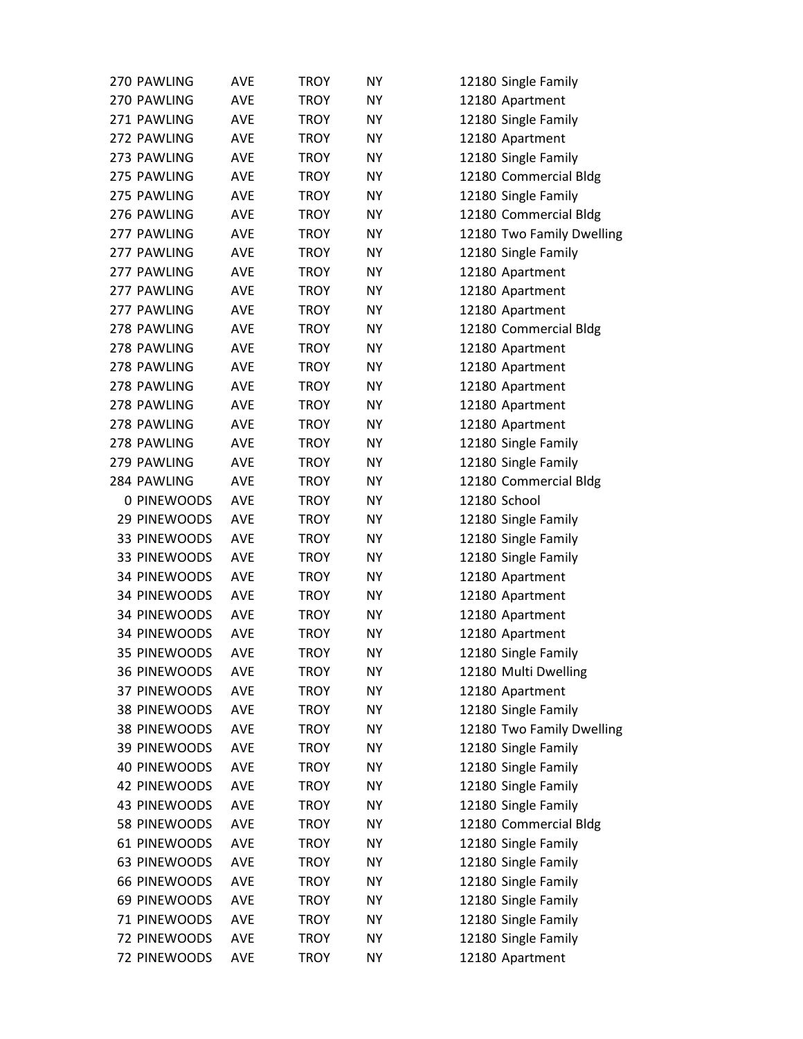| | | | | | |
|---|---|---|---|---|---|
| 270 | PAWLING | AVE | TROY | NY | 12180 Single Family |
| 270 | PAWLING | AVE | TROY | NY | 12180 Apartment |
| 271 | PAWLING | AVE | TROY | NY | 12180 Single Family |
| 272 | PAWLING | AVE | TROY | NY | 12180 Apartment |
| 273 | PAWLING | AVE | TROY | NY | 12180 Single Family |
| 275 | PAWLING | AVE | TROY | NY | 12180 Commercial Bldg |
| 275 | PAWLING | AVE | TROY | NY | 12180 Single Family |
| 276 | PAWLING | AVE | TROY | NY | 12180 Commercial Bldg |
| 277 | PAWLING | AVE | TROY | NY | 12180 Two Family Dwelling |
| 277 | PAWLING | AVE | TROY | NY | 12180 Single Family |
| 277 | PAWLING | AVE | TROY | NY | 12180 Apartment |
| 277 | PAWLING | AVE | TROY | NY | 12180 Apartment |
| 277 | PAWLING | AVE | TROY | NY | 12180 Apartment |
| 278 | PAWLING | AVE | TROY | NY | 12180 Commercial Bldg |
| 278 | PAWLING | AVE | TROY | NY | 12180 Apartment |
| 278 | PAWLING | AVE | TROY | NY | 12180 Apartment |
| 278 | PAWLING | AVE | TROY | NY | 12180 Apartment |
| 278 | PAWLING | AVE | TROY | NY | 12180 Apartment |
| 278 | PAWLING | AVE | TROY | NY | 12180 Apartment |
| 278 | PAWLING | AVE | TROY | NY | 12180 Single Family |
| 279 | PAWLING | AVE | TROY | NY | 12180 Single Family |
| 284 | PAWLING | AVE | TROY | NY | 12180 Commercial Bldg |
| 0 | PINEWOODS | AVE | TROY | NY | 12180 School |
| 29 | PINEWOODS | AVE | TROY | NY | 12180 Single Family |
| 33 | PINEWOODS | AVE | TROY | NY | 12180 Single Family |
| 33 | PINEWOODS | AVE | TROY | NY | 12180 Single Family |
| 34 | PINEWOODS | AVE | TROY | NY | 12180 Apartment |
| 34 | PINEWOODS | AVE | TROY | NY | 12180 Apartment |
| 34 | PINEWOODS | AVE | TROY | NY | 12180 Apartment |
| 34 | PINEWOODS | AVE | TROY | NY | 12180 Apartment |
| 35 | PINEWOODS | AVE | TROY | NY | 12180 Single Family |
| 36 | PINEWOODS | AVE | TROY | NY | 12180 Multi Dwelling |
| 37 | PINEWOODS | AVE | TROY | NY | 12180 Apartment |
| 38 | PINEWOODS | AVE | TROY | NY | 12180 Single Family |
| 38 | PINEWOODS | AVE | TROY | NY | 12180 Two Family Dwelling |
| 39 | PINEWOODS | AVE | TROY | NY | 12180 Single Family |
| 40 | PINEWOODS | AVE | TROY | NY | 12180 Single Family |
| 42 | PINEWOODS | AVE | TROY | NY | 12180 Single Family |
| 43 | PINEWOODS | AVE | TROY | NY | 12180 Single Family |
| 58 | PINEWOODS | AVE | TROY | NY | 12180 Commercial Bldg |
| 61 | PINEWOODS | AVE | TROY | NY | 12180 Single Family |
| 63 | PINEWOODS | AVE | TROY | NY | 12180 Single Family |
| 66 | PINEWOODS | AVE | TROY | NY | 12180 Single Family |
| 69 | PINEWOODS | AVE | TROY | NY | 12180 Single Family |
| 71 | PINEWOODS | AVE | TROY | NY | 12180 Single Family |
| 72 | PINEWOODS | AVE | TROY | NY | 12180 Single Family |
| 72 | PINEWOODS | AVE | TROY | NY | 12180 Apartment |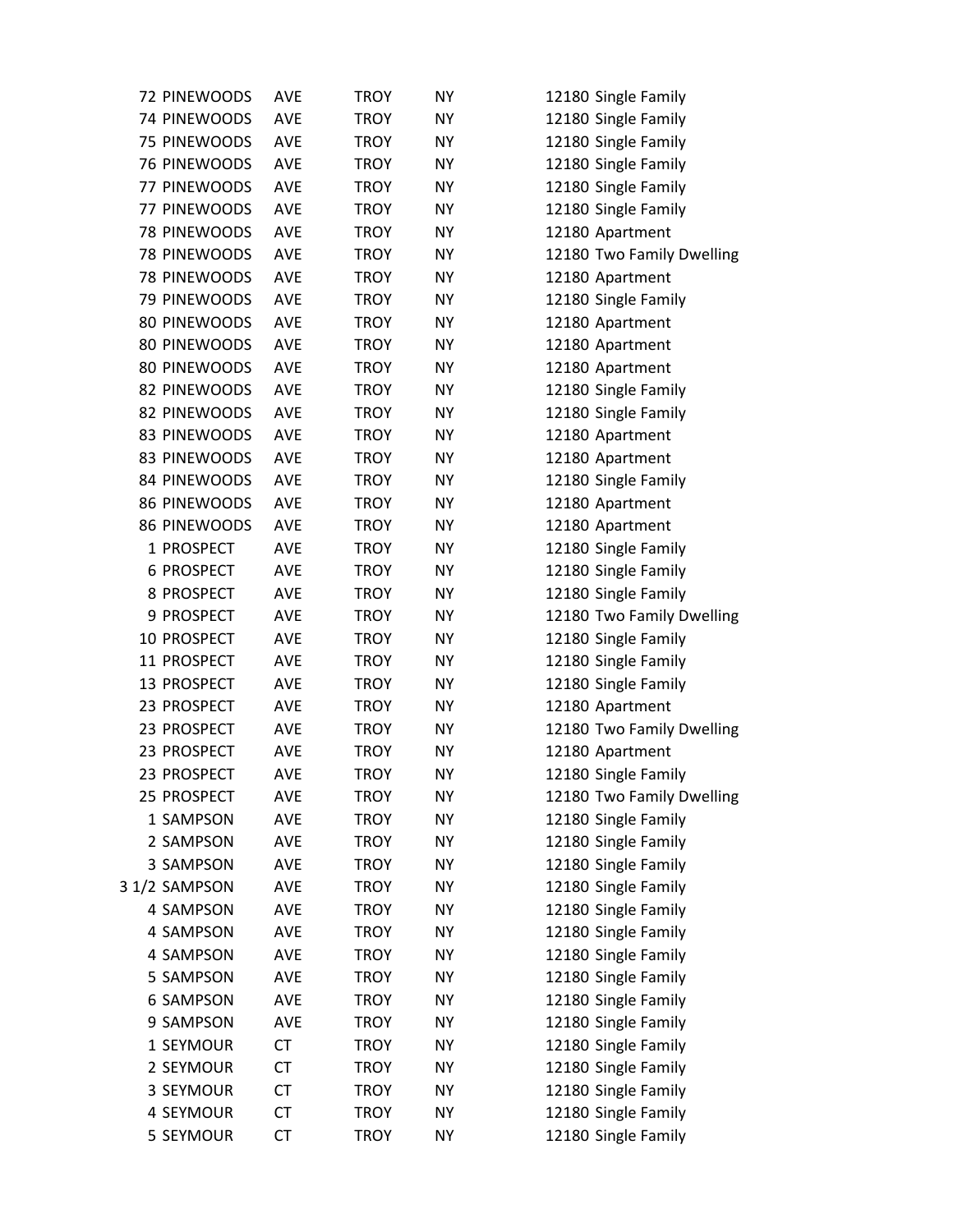| | | | | | |
|---|---|---|---|---|---|
| 72 | PINEWOODS | AVE | TROY | NY | 12180 Single Family |
| 74 | PINEWOODS | AVE | TROY | NY | 12180 Single Family |
| 75 | PINEWOODS | AVE | TROY | NY | 12180 Single Family |
| 76 | PINEWOODS | AVE | TROY | NY | 12180 Single Family |
| 77 | PINEWOODS | AVE | TROY | NY | 12180 Single Family |
| 77 | PINEWOODS | AVE | TROY | NY | 12180 Single Family |
| 78 | PINEWOODS | AVE | TROY | NY | 12180 Apartment |
| 78 | PINEWOODS | AVE | TROY | NY | 12180 Two Family Dwelling |
| 78 | PINEWOODS | AVE | TROY | NY | 12180 Apartment |
| 79 | PINEWOODS | AVE | TROY | NY | 12180 Single Family |
| 80 | PINEWOODS | AVE | TROY | NY | 12180 Apartment |
| 80 | PINEWOODS | AVE | TROY | NY | 12180 Apartment |
| 80 | PINEWOODS | AVE | TROY | NY | 12180 Apartment |
| 82 | PINEWOODS | AVE | TROY | NY | 12180 Single Family |
| 82 | PINEWOODS | AVE | TROY | NY | 12180 Single Family |
| 83 | PINEWOODS | AVE | TROY | NY | 12180 Apartment |
| 83 | PINEWOODS | AVE | TROY | NY | 12180 Apartment |
| 84 | PINEWOODS | AVE | TROY | NY | 12180 Single Family |
| 86 | PINEWOODS | AVE | TROY | NY | 12180 Apartment |
| 86 | PINEWOODS | AVE | TROY | NY | 12180 Apartment |
| 1 | PROSPECT | AVE | TROY | NY | 12180 Single Family |
| 6 | PROSPECT | AVE | TROY | NY | 12180 Single Family |
| 8 | PROSPECT | AVE | TROY | NY | 12180 Single Family |
| 9 | PROSPECT | AVE | TROY | NY | 12180 Two Family Dwelling |
| 10 | PROSPECT | AVE | TROY | NY | 12180 Single Family |
| 11 | PROSPECT | AVE | TROY | NY | 12180 Single Family |
| 13 | PROSPECT | AVE | TROY | NY | 12180 Single Family |
| 23 | PROSPECT | AVE | TROY | NY | 12180 Apartment |
| 23 | PROSPECT | AVE | TROY | NY | 12180 Two Family Dwelling |
| 23 | PROSPECT | AVE | TROY | NY | 12180 Apartment |
| 23 | PROSPECT | AVE | TROY | NY | 12180 Single Family |
| 25 | PROSPECT | AVE | TROY | NY | 12180 Two Family Dwelling |
| 1 | SAMPSON | AVE | TROY | NY | 12180 Single Family |
| 2 | SAMPSON | AVE | TROY | NY | 12180 Single Family |
| 3 | SAMPSON | AVE | TROY | NY | 12180 Single Family |
| 3 1/2 | SAMPSON | AVE | TROY | NY | 12180 Single Family |
| 4 | SAMPSON | AVE | TROY | NY | 12180 Single Family |
| 4 | SAMPSON | AVE | TROY | NY | 12180 Single Family |
| 4 | SAMPSON | AVE | TROY | NY | 12180 Single Family |
| 5 | SAMPSON | AVE | TROY | NY | 12180 Single Family |
| 6 | SAMPSON | AVE | TROY | NY | 12180 Single Family |
| 9 | SAMPSON | AVE | TROY | NY | 12180 Single Family |
| 1 | SEYMOUR | CT | TROY | NY | 12180 Single Family |
| 2 | SEYMOUR | CT | TROY | NY | 12180 Single Family |
| 3 | SEYMOUR | CT | TROY | NY | 12180 Single Family |
| 4 | SEYMOUR | CT | TROY | NY | 12180 Single Family |
| 5 | SEYMOUR | CT | TROY | NY | 12180 Single Family |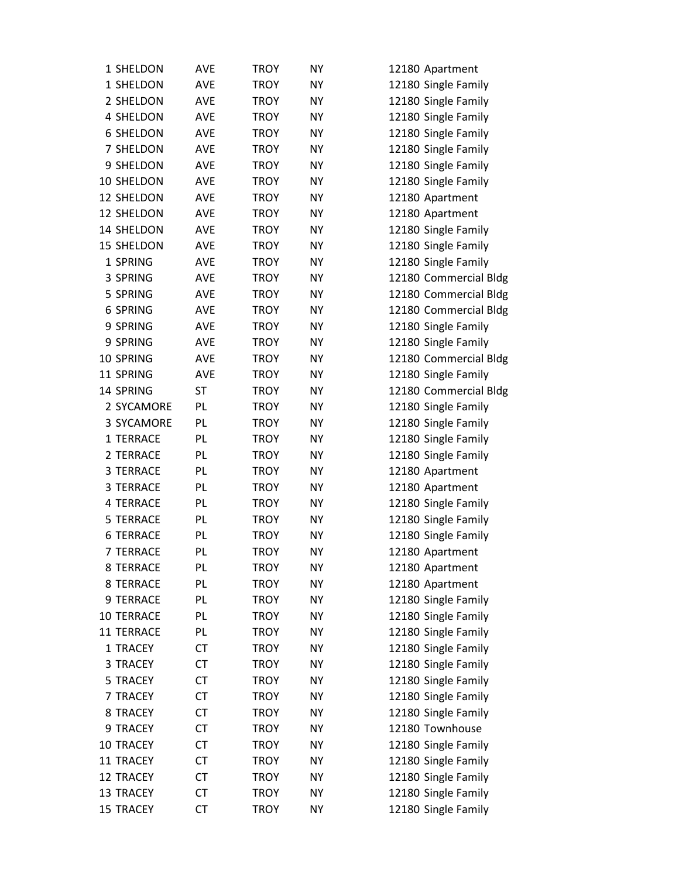| | | | | | | |
|---|---|---|---|---|---|---|
| 1 | SHELDON | AVE | TROY | NY | 12180 | Apartment |
| 1 | SHELDON | AVE | TROY | NY | 12180 | Single Family |
| 2 | SHELDON | AVE | TROY | NY | 12180 | Single Family |
| 4 | SHELDON | AVE | TROY | NY | 12180 | Single Family |
| 6 | SHELDON | AVE | TROY | NY | 12180 | Single Family |
| 7 | SHELDON | AVE | TROY | NY | 12180 | Single Family |
| 9 | SHELDON | AVE | TROY | NY | 12180 | Single Family |
| 10 | SHELDON | AVE | TROY | NY | 12180 | Single Family |
| 12 | SHELDON | AVE | TROY | NY | 12180 | Apartment |
| 12 | SHELDON | AVE | TROY | NY | 12180 | Apartment |
| 14 | SHELDON | AVE | TROY | NY | 12180 | Single Family |
| 15 | SHELDON | AVE | TROY | NY | 12180 | Single Family |
| 1 | SPRING | AVE | TROY | NY | 12180 | Single Family |
| 3 | SPRING | AVE | TROY | NY | 12180 | Commercial Bldg |
| 5 | SPRING | AVE | TROY | NY | 12180 | Commercial Bldg |
| 6 | SPRING | AVE | TROY | NY | 12180 | Commercial Bldg |
| 9 | SPRING | AVE | TROY | NY | 12180 | Single Family |
| 9 | SPRING | AVE | TROY | NY | 12180 | Single Family |
| 10 | SPRING | AVE | TROY | NY | 12180 | Commercial Bldg |
| 11 | SPRING | AVE | TROY | NY | 12180 | Single Family |
| 14 | SPRING | ST | TROY | NY | 12180 | Commercial Bldg |
| 2 | SYCAMORE | PL | TROY | NY | 12180 | Single Family |
| 3 | SYCAMORE | PL | TROY | NY | 12180 | Single Family |
| 1 | TERRACE | PL | TROY | NY | 12180 | Single Family |
| 2 | TERRACE | PL | TROY | NY | 12180 | Single Family |
| 3 | TERRACE | PL | TROY | NY | 12180 | Apartment |
| 3 | TERRACE | PL | TROY | NY | 12180 | Apartment |
| 4 | TERRACE | PL | TROY | NY | 12180 | Single Family |
| 5 | TERRACE | PL | TROY | NY | 12180 | Single Family |
| 6 | TERRACE | PL | TROY | NY | 12180 | Single Family |
| 7 | TERRACE | PL | TROY | NY | 12180 | Apartment |
| 8 | TERRACE | PL | TROY | NY | 12180 | Apartment |
| 8 | TERRACE | PL | TROY | NY | 12180 | Apartment |
| 9 | TERRACE | PL | TROY | NY | 12180 | Single Family |
| 10 | TERRACE | PL | TROY | NY | 12180 | Single Family |
| 11 | TERRACE | PL | TROY | NY | 12180 | Single Family |
| 1 | TRACEY | CT | TROY | NY | 12180 | Single Family |
| 3 | TRACEY | CT | TROY | NY | 12180 | Single Family |
| 5 | TRACEY | CT | TROY | NY | 12180 | Single Family |
| 7 | TRACEY | CT | TROY | NY | 12180 | Single Family |
| 8 | TRACEY | CT | TROY | NY | 12180 | Single Family |
| 9 | TRACEY | CT | TROY | NY | 12180 | Townhouse |
| 10 | TRACEY | CT | TROY | NY | 12180 | Single Family |
| 11 | TRACEY | CT | TROY | NY | 12180 | Single Family |
| 12 | TRACEY | CT | TROY | NY | 12180 | Single Family |
| 13 | TRACEY | CT | TROY | NY | 12180 | Single Family |
| 15 | TRACEY | CT | TROY | NY | 12180 | Single Family |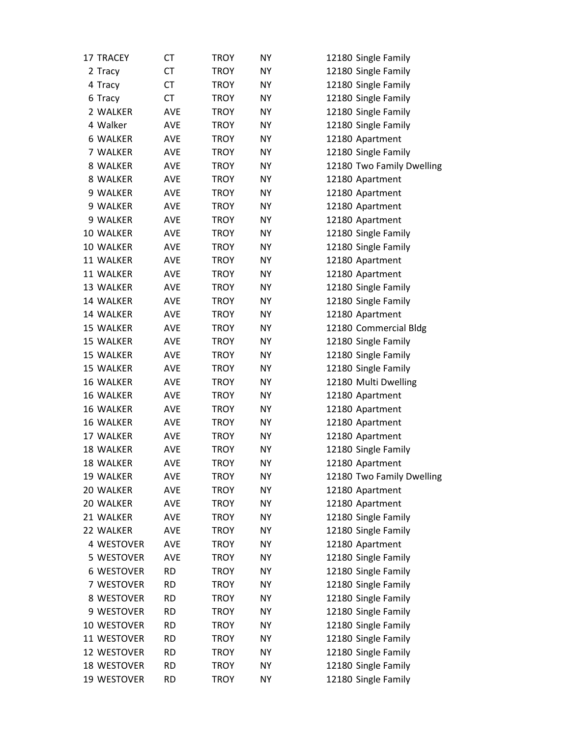| | | | | | |
|---|---|---|---|---|---|
| 17 TRACEY | CT | TROY | NY | 12180 | Single Family |
| 2 Tracy | CT | TROY | NY | 12180 | Single Family |
| 4 Tracy | CT | TROY | NY | 12180 | Single Family |
| 6 Tracy | CT | TROY | NY | 12180 | Single Family |
| 2 WALKER | AVE | TROY | NY | 12180 | Single Family |
| 4 Walker | AVE | TROY | NY | 12180 | Single Family |
| 6 WALKER | AVE | TROY | NY | 12180 | Apartment |
| 7 WALKER | AVE | TROY | NY | 12180 | Single Family |
| 8 WALKER | AVE | TROY | NY | 12180 | Two Family Dwelling |
| 8 WALKER | AVE | TROY | NY | 12180 | Apartment |
| 9 WALKER | AVE | TROY | NY | 12180 | Apartment |
| 9 WALKER | AVE | TROY | NY | 12180 | Apartment |
| 9 WALKER | AVE | TROY | NY | 12180 | Apartment |
| 10 WALKER | AVE | TROY | NY | 12180 | Single Family |
| 10 WALKER | AVE | TROY | NY | 12180 | Single Family |
| 11 WALKER | AVE | TROY | NY | 12180 | Apartment |
| 11 WALKER | AVE | TROY | NY | 12180 | Apartment |
| 13 WALKER | AVE | TROY | NY | 12180 | Single Family |
| 14 WALKER | AVE | TROY | NY | 12180 | Single Family |
| 14 WALKER | AVE | TROY | NY | 12180 | Apartment |
| 15 WALKER | AVE | TROY | NY | 12180 | Commercial Bldg |
| 15 WALKER | AVE | TROY | NY | 12180 | Single Family |
| 15 WALKER | AVE | TROY | NY | 12180 | Single Family |
| 15 WALKER | AVE | TROY | NY | 12180 | Single Family |
| 16 WALKER | AVE | TROY | NY | 12180 | Multi Dwelling |
| 16 WALKER | AVE | TROY | NY | 12180 | Apartment |
| 16 WALKER | AVE | TROY | NY | 12180 | Apartment |
| 16 WALKER | AVE | TROY | NY | 12180 | Apartment |
| 17 WALKER | AVE | TROY | NY | 12180 | Apartment |
| 18 WALKER | AVE | TROY | NY | 12180 | Single Family |
| 18 WALKER | AVE | TROY | NY | 12180 | Apartment |
| 19 WALKER | AVE | TROY | NY | 12180 | Two Family Dwelling |
| 20 WALKER | AVE | TROY | NY | 12180 | Apartment |
| 20 WALKER | AVE | TROY | NY | 12180 | Apartment |
| 21 WALKER | AVE | TROY | NY | 12180 | Single Family |
| 22 WALKER | AVE | TROY | NY | 12180 | Single Family |
| 4 WESTOVER | AVE | TROY | NY | 12180 | Apartment |
| 5 WESTOVER | AVE | TROY | NY | 12180 | Single Family |
| 6 WESTOVER | RD | TROY | NY | 12180 | Single Family |
| 7 WESTOVER | RD | TROY | NY | 12180 | Single Family |
| 8 WESTOVER | RD | TROY | NY | 12180 | Single Family |
| 9 WESTOVER | RD | TROY | NY | 12180 | Single Family |
| 10 WESTOVER | RD | TROY | NY | 12180 | Single Family |
| 11 WESTOVER | RD | TROY | NY | 12180 | Single Family |
| 12 WESTOVER | RD | TROY | NY | 12180 | Single Family |
| 18 WESTOVER | RD | TROY | NY | 12180 | Single Family |
| 19 WESTOVER | RD | TROY | NY | 12180 | Single Family |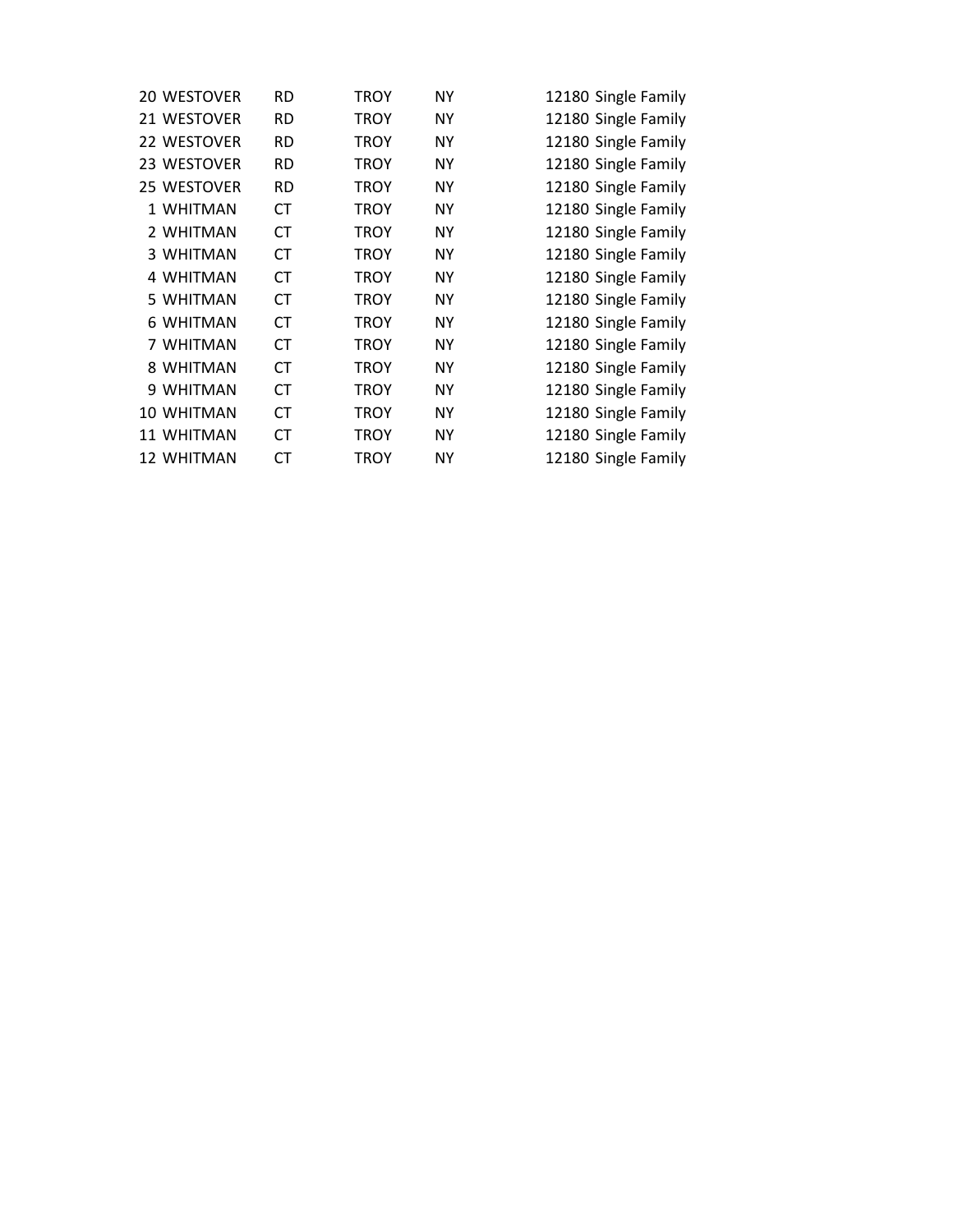| | | | | | | |
|---|---|---|---|---|---|---|
| 20 | WESTOVER | RD | TROY | NY | 12180 | Single Family |
| 21 | WESTOVER | RD | TROY | NY | 12180 | Single Family |
| 22 | WESTOVER | RD | TROY | NY | 12180 | Single Family |
| 23 | WESTOVER | RD | TROY | NY | 12180 | Single Family |
| 25 | WESTOVER | RD | TROY | NY | 12180 | Single Family |
| 1 | WHITMAN | CT | TROY | NY | 12180 | Single Family |
| 2 | WHITMAN | CT | TROY | NY | 12180 | Single Family |
| 3 | WHITMAN | CT | TROY | NY | 12180 | Single Family |
| 4 | WHITMAN | CT | TROY | NY | 12180 | Single Family |
| 5 | WHITMAN | CT | TROY | NY | 12180 | Single Family |
| 6 | WHITMAN | CT | TROY | NY | 12180 | Single Family |
| 7 | WHITMAN | CT | TROY | NY | 12180 | Single Family |
| 8 | WHITMAN | CT | TROY | NY | 12180 | Single Family |
| 9 | WHITMAN | CT | TROY | NY | 12180 | Single Family |
| 10 | WHITMAN | CT | TROY | NY | 12180 | Single Family |
| 11 | WHITMAN | CT | TROY | NY | 12180 | Single Family |
| 12 | WHITMAN | CT | TROY | NY | 12180 | Single Family |